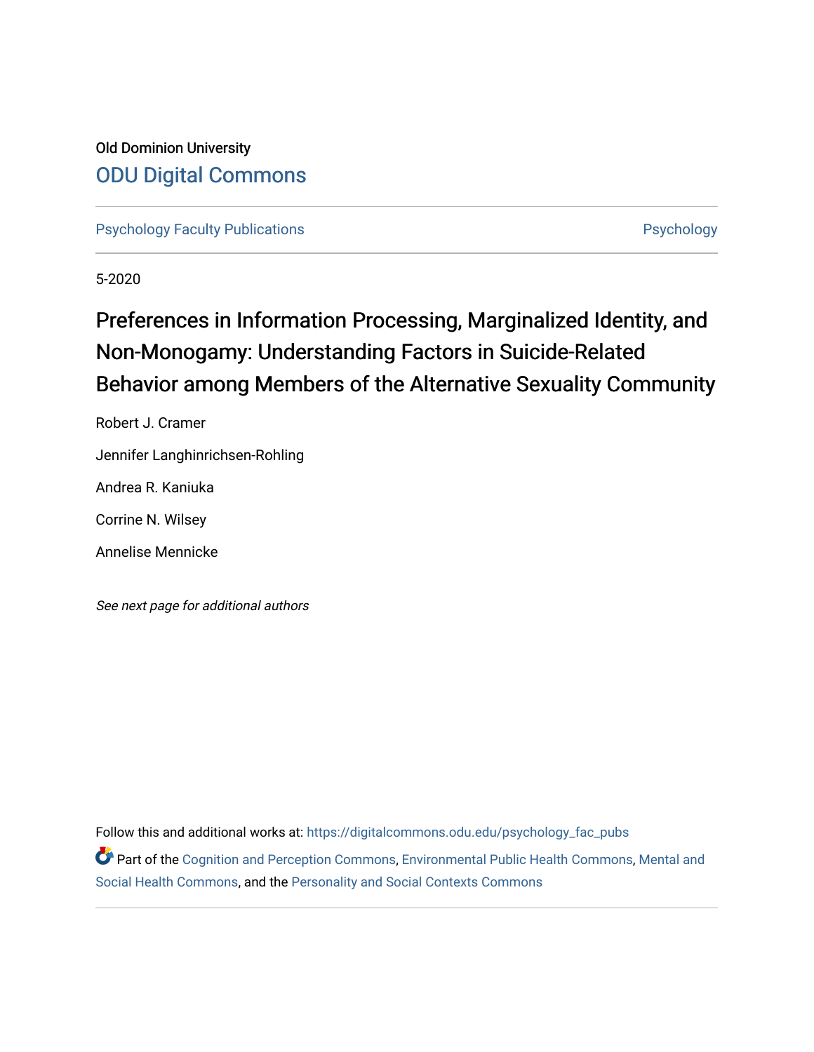Old Dominion University

## ODU Digital Commons

Psychology Faculty Publications | Psychology

5-2020

# Preferences in Information Processing, Marginalized Identity, and Non-Monogamy: Understanding Factors in Suicide-Related Behavior among Members of the Alternative Sexuality Community

Robert J. Cramer

Jennifer Langhinrichsen-Rohling

Andrea R. Kaniuka

Corrine N. Wilsey

Annelise Mennicke

*See next page for additional authors*

Follow this and additional works at: https://digitalcommons.odu.edu/psychology_fac_pubs

Part of the Cognition and Perception Commons, Environmental Public Health Commons, Mental and Social Health Commons, and the Personality and Social Contexts Commons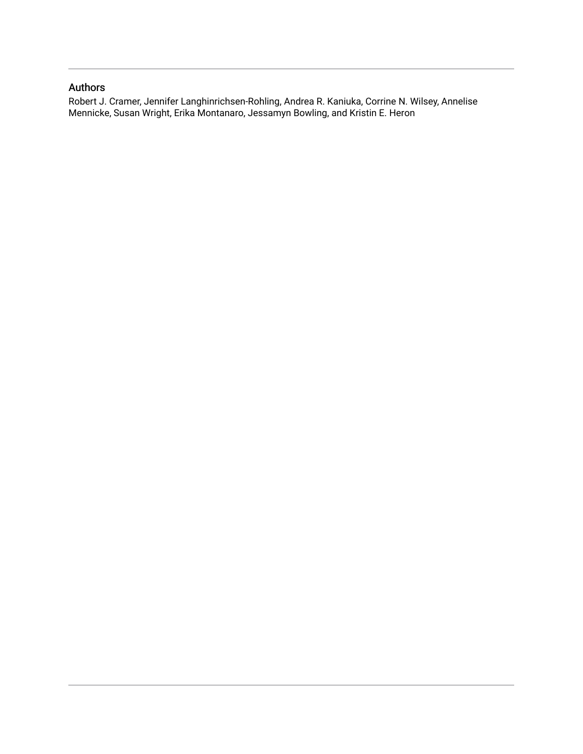## Authors

Robert J. Cramer, Jennifer Langhinrichsen-Rohling, Andrea R. Kaniuka, Corrine N. Wilsey, Annelise Mennicke, Susan Wright, Erika Montanaro, Jessamyn Bowling, and Kristin E. Heron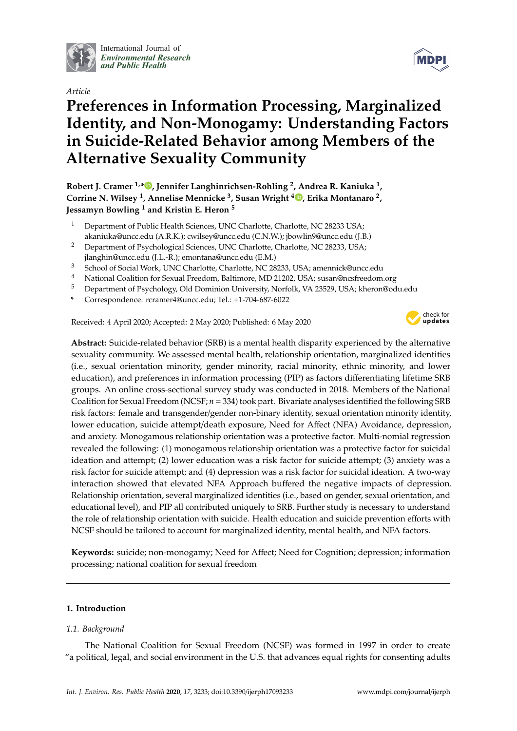Article

# Preferences in Information Processing, Marginalized Identity, and Non-Monogamy: Understanding Factors in Suicide-Related Behavior among Members of the Alternative Sexuality Community

**Robert J. Cramer [1,*], Jennifer Langhinrichsen-Rohling [2], Andrea R. Kaniuka [1], Corrine N. Wilsey [1], Annelise Mennicke [3], Susan Wright [4], Erika Montanaro [2], Jessamyn Bowling [1] and Kristin E. Heron [5]**

1. Department of Public Health Sciences, UNC Charlotte, Charlotte, NC 28233 USA; akaniuka@uncc.edu (A.R.K.); cwilsey@uncc.edu (C.N.W.); jbowlin9@uncc.edu (J.B.)
2. Department of Psychological Sciences, UNC Charlotte, Charlotte, NC 28233, USA; jlanghin@uncc.edu (J.L.-R.); emontana@uncc.edu (E.M.)
3. School of Social Work, UNC Charlotte, Charlotte, NC 28233, USA; amennick@uncc.edu
4. National Coalition for Sexual Freedom, Baltimore, MD 21202, USA; susan@ncsfreedom.org
5. Department of Psychology, Old Dominion University, Norfolk, VA 23529, USA; kheron@odu.edu

\* Correspondence: rcramer4@uncc.edu; Tel.: +1-704-687-6022

Received: 4 April 2020; Accepted: 2 May 2020; Published: 6 May 2020

**Abstract:** Suicide-related behavior (SRB) is a mental health disparity experienced by the alternative sexuality community. We assessed mental health, relationship orientation, marginalized identities (i.e., sexual orientation minority, gender minority, racial minority, ethnic minority, and lower education), and preferences in information processing (PIP) as factors differentiating lifetime SRB groups. An online cross-sectional survey study was conducted in 2018. Members of the National Coalition for Sexual Freedom (NCSF; $n = 334$) took part. Bivariate analyses identified the following SRB risk factors: female and transgender/gender non-binary identity, sexual orientation minority identity, lower education, suicide attempt/death exposure, Need for Affect (NFA) Avoidance, depression, and anxiety. Monogamous relationship orientation was a protective factor. Multi-nomial regression revealed the following: (1) monogamous relationship orientation was a protective factor for suicidal ideation and attempt; (2) lower education was a risk factor for suicide attempt; (3) anxiety was a risk factor for suicide attempt; and (4) depression was a risk factor for suicidal ideation. A two-way interaction showed that elevated NFA Approach buffered the negative impacts of depression. Relationship orientation, several marginalized identities (i.e., based on gender, sexual orientation, and educational level), and PIP all contributed uniquely to SRB. Further study is necessary to understand the role of relationship orientation with suicide. Health education and suicide prevention efforts with NCSF should be tailored to account for marginalized identity, mental health, and NFA factors.

**Keywords:** suicide; non-monogamy; Need for Affect; Need for Cognition; depression; information processing; national coalition for sexual freedom

## 1. Introduction

### 1.1. Background

The National Coalition for Sexual Freedom (NCSF) was formed in 1997 in order to create "a political, legal, and social environment in the U.S. that advances equal rights for consenting adults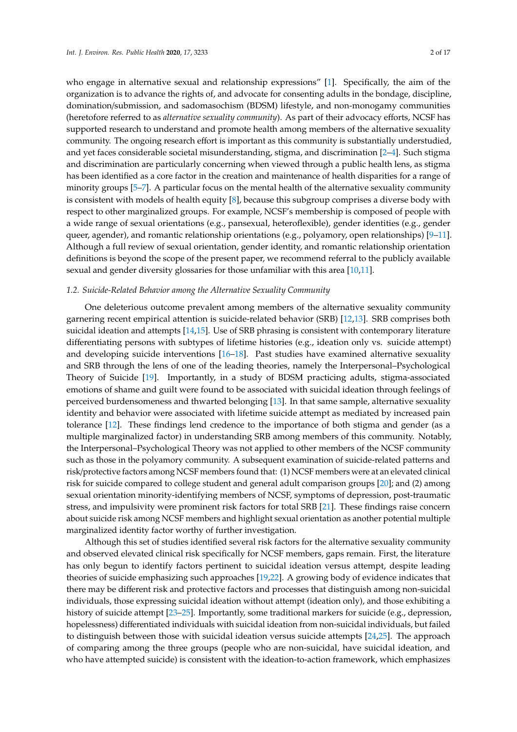who engage in alternative sexual and relationship expressions" [1]. Specifically, the aim of the organization is to advance the rights of, and advocate for consenting adults in the bondage, discipline, domination/submission, and sadomasochism (BDSM) lifestyle, and non-monogamy communities (heretofore referred to as *alternative sexuality community*). As part of their advocacy efforts, NCSF has supported research to understand and promote health among members of the alternative sexuality community. The ongoing research effort is important as this community is substantially understudied, and yet faces considerable societal misunderstanding, stigma, and discrimination [2–4]. Such stigma and discrimination are particularly concerning when viewed through a public health lens, as stigma has been identified as a core factor in the creation and maintenance of health disparities for a range of minority groups [5–7]. A particular focus on the mental health of the alternative sexuality community is consistent with models of health equity [8], because this subgroup comprises a diverse body with respect to other marginalized groups. For example, NCSF's membership is composed of people with a wide range of sexual orientations (e.g., pansexual, heteroflexible), gender identities (e.g., gender queer, agender), and romantic relationship orientations (e.g., polyamory, open relationships) [9–11]. Although a full review of sexual orientation, gender identity, and romantic relationship orientation definitions is beyond the scope of the present paper, we recommend referral to the publicly available sexual and gender diversity glossaries for those unfamiliar with this area [10,11].

### 1.2. Suicide-Related Behavior among the Alternative Sexuality Community

One deleterious outcome prevalent among members of the alternative sexuality community garnering recent empirical attention is suicide-related behavior (SRB) [12,13]. SRB comprises both suicidal ideation and attempts [14,15]. Use of SRB phrasing is consistent with contemporary literature differentiating persons with subtypes of lifetime histories (e.g., ideation only vs. suicide attempt) and developing suicide interventions [16–18]. Past studies have examined alternative sexuality and SRB through the lens of one of the leading theories, namely the Interpersonal–Psychological Theory of Suicide [19]. Importantly, in a study of BDSM practicing adults, stigma-associated emotions of shame and guilt were found to be associated with suicidal ideation through feelings of perceived burdensomeness and thwarted belonging [13]. In that same sample, alternative sexuality identity and behavior were associated with lifetime suicide attempt as mediated by increased pain tolerance [12]. These findings lend credence to the importance of both stigma and gender (as a multiple marginalized factor) in understanding SRB among members of this community. Notably, the Interpersonal–Psychological Theory was not applied to other members of the NCSF community such as those in the polyamory community. A subsequent examination of suicide-related patterns and risk/protective factors among NCSF members found that: (1) NCSF members were at an elevated clinical risk for suicide compared to college student and general adult comparison groups [20]; and (2) among sexual orientation minority-identifying members of NCSF, symptoms of depression, post-traumatic stress, and impulsivity were prominent risk factors for total SRB [21]. These findings raise concern about suicide risk among NCSF members and highlight sexual orientation as another potential multiple marginalized identity factor worthy of further investigation.

Although this set of studies identified several risk factors for the alternative sexuality community and observed elevated clinical risk specifically for NCSF members, gaps remain. First, the literature has only begun to identify factors pertinent to suicidal ideation versus attempt, despite leading theories of suicide emphasizing such approaches [19,22]. A growing body of evidence indicates that there may be different risk and protective factors and processes that distinguish among non-suicidal individuals, those expressing suicidal ideation without attempt (ideation only), and those exhibiting a history of suicide attempt [23–25]. Importantly, some traditional markers for suicide (e.g., depression, hopelessness) differentiated individuals with suicidal ideation from non-suicidal individuals, but failed to distinguish between those with suicidal ideation versus suicide attempts [24,25]. The approach of comparing among the three groups (people who are non-suicidal, have suicidal ideation, and who have attempted suicide) is consistent with the ideation-to-action framework, which emphasizes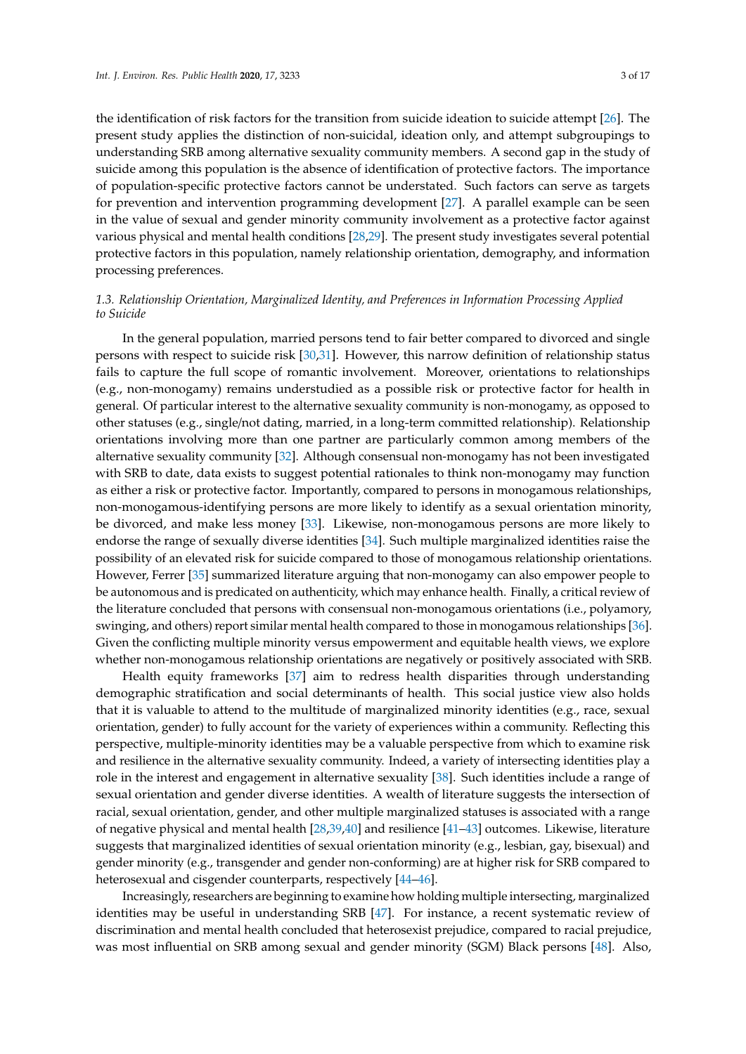the identification of risk factors for the transition from suicide ideation to suicide attempt [26]. The present study applies the distinction of non-suicidal, ideation only, and attempt subgroupings to understanding SRB among alternative sexuality community members. A second gap in the study of suicide among this population is the absence of identification of protective factors. The importance of population-specific protective factors cannot be understated. Such factors can serve as targets for prevention and intervention programming development [27]. A parallel example can be seen in the value of sexual and gender minority community involvement as a protective factor against various physical and mental health conditions [28,29]. The present study investigates several potential protective factors in this population, namely relationship orientation, demography, and information processing preferences.

### *1.3. Relationship Orientation, Marginalized Identity, and Preferences in Information Processing Applied to Suicide*

In the general population, married persons tend to fair better compared to divorced and single persons with respect to suicide risk [30,31]. However, this narrow definition of relationship status fails to capture the full scope of romantic involvement. Moreover, orientations to relationships (e.g., non-monogamy) remains understudied as a possible risk or protective factor for health in general. Of particular interest to the alternative sexuality community is non-monogamy, as opposed to other statuses (e.g., single/not dating, married, in a long-term committed relationship). Relationship orientations involving more than one partner are particularly common among members of the alternative sexuality community [32]. Although consensual non-monogamy has not been investigated with SRB to date, data exists to suggest potential rationales to think non-monogamy may function as either a risk or protective factor. Importantly, compared to persons in monogamous relationships, non-monogamous-identifying persons are more likely to identify as a sexual orientation minority, be divorced, and make less money [33]. Likewise, non-monogamous persons are more likely to endorse the range of sexually diverse identities [34]. Such multiple marginalized identities raise the possibility of an elevated risk for suicide compared to those of monogamous relationship orientations. However, Ferrer [35] summarized literature arguing that non-monogamy can also empower people to be autonomous and is predicated on authenticity, which may enhance health. Finally, a critical review of the literature concluded that persons with consensual non-monogamous orientations (i.e., polyamory, swinging, and others) report similar mental health compared to those in monogamous relationships [36]. Given the conflicting multiple minority versus empowerment and equitable health views, we explore whether non-monogamous relationship orientations are negatively or positively associated with SRB.

Health equity frameworks [37] aim to redress health disparities through understanding demographic stratification and social determinants of health. This social justice view also holds that it is valuable to attend to the multitude of marginalized minority identities (e.g., race, sexual orientation, gender) to fully account for the variety of experiences within a community. Reflecting this perspective, multiple-minority identities may be a valuable perspective from which to examine risk and resilience in the alternative sexuality community. Indeed, a variety of intersecting identities play a role in the interest and engagement in alternative sexuality [38]. Such identities include a range of sexual orientation and gender diverse identities. A wealth of literature suggests the intersection of racial, sexual orientation, gender, and other multiple marginalized statuses is associated with a range of negative physical and mental health [28,39,40] and resilience [41–43] outcomes. Likewise, literature suggests that marginalized identities of sexual orientation minority (e.g., lesbian, gay, bisexual) and gender minority (e.g., transgender and gender non-conforming) are at higher risk for SRB compared to heterosexual and cisgender counterparts, respectively [44–46].

Increasingly, researchers are beginning to examine how holding multiple intersecting, marginalized identities may be useful in understanding SRB [47]. For instance, a recent systematic review of discrimination and mental health concluded that heterosexist prejudice, compared to racial prejudice, was most influential on SRB among sexual and gender minority (SGM) Black persons [48]. Also,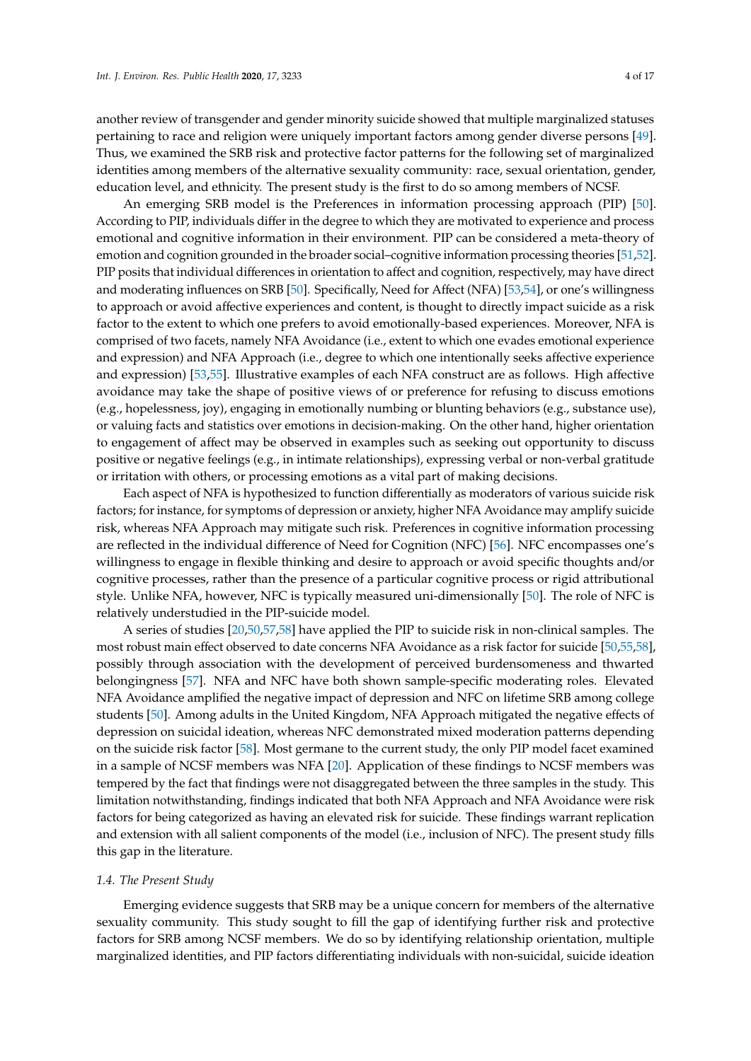another review of transgender and gender minority suicide showed that multiple marginalized statuses pertaining to race and religion were uniquely important factors among gender diverse persons [49]. Thus, we examined the SRB risk and protective factor patterns for the following set of marginalized identities among members of the alternative sexuality community: race, sexual orientation, gender, education level, and ethnicity. The present study is the first to do so among members of NCSF.

An emerging SRB model is the Preferences in information processing approach (PIP) [50]. According to PIP, individuals differ in the degree to which they are motivated to experience and process emotional and cognitive information in their environment. PIP can be considered a meta-theory of emotion and cognition grounded in the broader social–cognitive information processing theories [51,52]. PIP posits that individual differences in orientation to affect and cognition, respectively, may have direct and moderating influences on SRB [50]. Specifically, Need for Affect (NFA) [53,54], or one's willingness to approach or avoid affective experiences and content, is thought to directly impact suicide as a risk factor to the extent to which one prefers to avoid emotionally-based experiences. Moreover, NFA is comprised of two facets, namely NFA Avoidance (i.e., extent to which one evades emotional experience and expression) and NFA Approach (i.e., degree to which one intentionally seeks affective experience and expression) [53,55]. Illustrative examples of each NFA construct are as follows. High affective avoidance may take the shape of positive views of or preference for refusing to discuss emotions (e.g., hopelessness, joy), engaging in emotionally numbing or blunting behaviors (e.g., substance use), or valuing facts and statistics over emotions in decision-making. On the other hand, higher orientation to engagement of affect may be observed in examples such as seeking out opportunity to discuss positive or negative feelings (e.g., in intimate relationships), expressing verbal or non-verbal gratitude or irritation with others, or processing emotions as a vital part of making decisions.

Each aspect of NFA is hypothesized to function differentially as moderators of various suicide risk factors; for instance, for symptoms of depression or anxiety, higher NFA Avoidance may amplify suicide risk, whereas NFA Approach may mitigate such risk. Preferences in cognitive information processing are reflected in the individual difference of Need for Cognition (NFC) [56]. NFC encompasses one's willingness to engage in flexible thinking and desire to approach or avoid specific thoughts and/or cognitive processes, rather than the presence of a particular cognitive process or rigid attributional style. Unlike NFA, however, NFC is typically measured uni-dimensionally [50]. The role of NFC is relatively understudied in the PIP-suicide model.

A series of studies [20,50,57,58] have applied the PIP to suicide risk in non-clinical samples. The most robust main effect observed to date concerns NFA Avoidance as a risk factor for suicide [50,55,58], possibly through association with the development of perceived burdensomeness and thwarted belongingness [57]. NFA and NFC have both shown sample-specific moderating roles. Elevated NFA Avoidance amplified the negative impact of depression and NFC on lifetime SRB among college students [50]. Among adults in the United Kingdom, NFA Approach mitigated the negative effects of depression on suicidal ideation, whereas NFC demonstrated mixed moderation patterns depending on the suicide risk factor [58]. Most germane to the current study, the only PIP model facet examined in a sample of NCSF members was NFA [20]. Application of these findings to NCSF members was tempered by the fact that findings were not disaggregated between the three samples in the study. This limitation notwithstanding, findings indicated that both NFA Approach and NFA Avoidance were risk factors for being categorized as having an elevated risk for suicide. These findings warrant replication and extension with all salient components of the model (i.e., inclusion of NFC). The present study fills this gap in the literature.

### 1.4. The Present Study

Emerging evidence suggests that SRB may be a unique concern for members of the alternative sexuality community. This study sought to fill the gap of identifying further risk and protective factors for SRB among NCSF members. We do so by identifying relationship orientation, multiple marginalized identities, and PIP factors differentiating individuals with non-suicidal, suicide ideation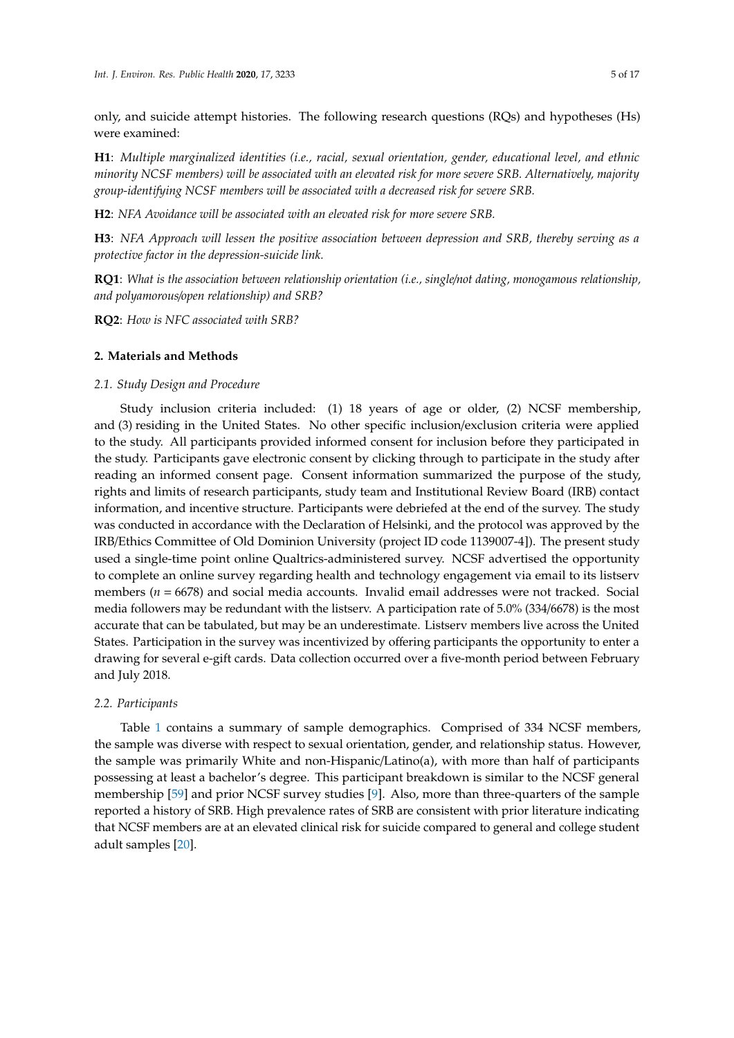only, and suicide attempt histories. The following research questions (RQs) and hypotheses (Hs) were examined:

**H1**: *Multiple marginalized identities (i.e., racial, sexual orientation, gender, educational level, and ethnic minority NCSF members) will be associated with an elevated risk for more severe SRB. Alternatively, majority group-identifying NCSF members will be associated with a decreased risk for severe SRB.*

**H2**: *NFA Avoidance will be associated with an elevated risk for more severe SRB.*

**H3**: *NFA Approach will lessen the positive association between depression and SRB, thereby serving as a protective factor in the depression-suicide link.*

**RQ1**: *What is the association between relationship orientation (i.e., single/not dating, monogamous relationship, and polyamorous/open relationship) and SRB?*

**RQ2**: *How is NFC associated with SRB?*

## 2. Materials and Methods

### *2.1. Study Design and Procedure*

Study inclusion criteria included: (1) 18 years of age or older, (2) NCSF membership, and (3) residing in the United States. No other specific inclusion/exclusion criteria were applied to the study. All participants provided informed consent for inclusion before they participated in the study. Participants gave electronic consent by clicking through to participate in the study after reading an informed consent page. Consent information summarized the purpose of the study, rights and limits of research participants, study team and Institutional Review Board (IRB) contact information, and incentive structure. Participants were debriefed at the end of the survey. The study was conducted in accordance with the Declaration of Helsinki, and the protocol was approved by the IRB/Ethics Committee of Old Dominion University (project ID code 1139007-4]). The present study used a single-time point online Qualtrics-administered survey. NCSF advertised the opportunity to complete an online survey regarding health and technology engagement via email to its listserv members ($n$ = 6678) and social media accounts. Invalid email addresses were not tracked. Social media followers may be redundant with the listserv. A participation rate of 5.0% (334/6678) is the most accurate that can be tabulated, but may be an underestimate. Listserv members live across the United States. Participation in the survey was incentivized by offering participants the opportunity to enter a drawing for several e-gift cards. Data collection occurred over a five-month period between February and July 2018.

### *2.2. Participants*

Table 1 contains a summary of sample demographics. Comprised of 334 NCSF members, the sample was diverse with respect to sexual orientation, gender, and relationship status. However, the sample was primarily White and non-Hispanic/Latino(a), with more than half of participants possessing at least a bachelor's degree. This participant breakdown is similar to the NCSF general membership [59] and prior NCSF survey studies [9]. Also, more than three-quarters of the sample reported a history of SRB. High prevalence rates of SRB are consistent with prior literature indicating that NCSF members are at an elevated clinical risk for suicide compared to general and college student adult samples [20].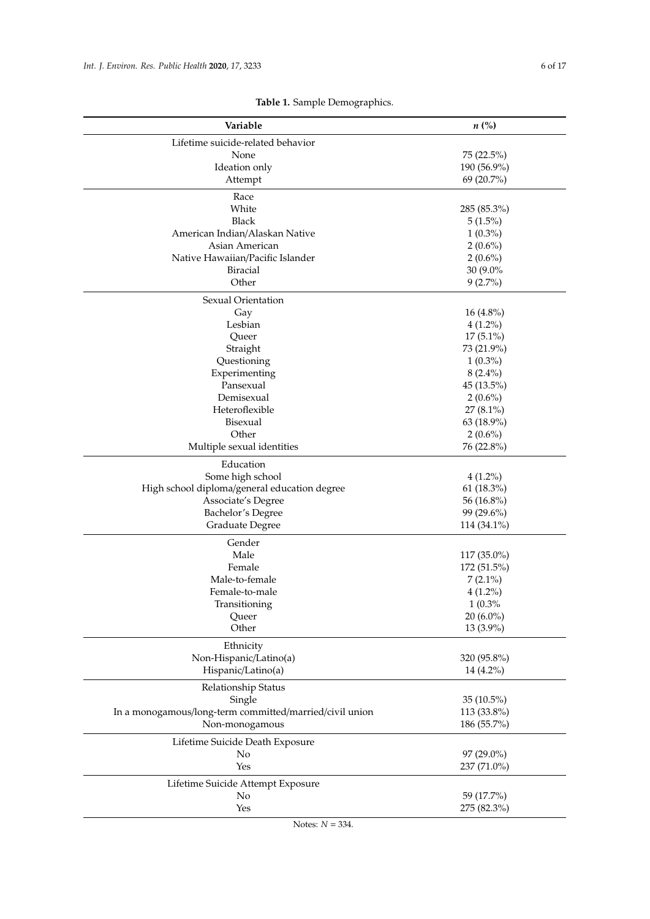**Table 1.** Sample Demographics.

| Variable | *n* (%) |
|---|---|
| Lifetime suicide-related behavior | |
| None | 75 (22.5%) |
| Ideation only | 190 (56.9%) |
| Attempt | 69 (20.7%) |
| Race | |
| White | 285 (85.3%) |
| Black | 5 (1.5%) |
| American Indian/Alaskan Native | 1 (0.3%) |
| Asian American | 2 (0.6%) |
| Native Hawaiian/Pacific Islander | 2 (0.6%) |
| Biracial | 30 (9.0% |
| Other | 9 (2.7%) |
| Sexual Orientation | |
| Gay | 16 (4.8%) |
| Lesbian | 4 (1.2%) |
| Queer | 17 (5.1%) |
| Straight | 73 (21.9%) |
| Questioning | 1 (0.3%) |
| Experimenting | 8 (2.4%) |
| Pansexual | 45 (13.5%) |
| Demisexual | 2 (0.6%) |
| Heteroflexible | 27 (8.1%) |
| Bisexual | 63 (18.9%) |
| Other | 2 (0.6%) |
| Multiple sexual identities | 76 (22.8%) |
| Education | |
| Some high school | 4 (1.2%) |
| High school diploma/general education degree | 61 (18.3%) |
| Associate's Degree | 56 (16.8%) |
| Bachelor's Degree | 99 (29.6%) |
| Graduate Degree | 114 (34.1%) |
| Gender | |
| Male | 117 (35.0%) |
| Female | 172 (51.5%) |
| Male-to-female | 7 (2.1%) |
| Female-to-male | 4 (1.2%) |
| Transitioning | 1 (0.3% |
| Queer | 20 (6.0%) |
| Other | 13 (3.9%) |
| Ethnicity | |
| Non-Hispanic/Latino(a) | 320 (95.8%) |
| Hispanic/Latino(a) | 14 (4.2%) |
| Relationship Status | |
| Single | 35 (10.5%) |
| In a monogamous/long-term committed/married/civil union | 113 (33.8%) |
| Non-monogamous | 186 (55.7%) |
| Lifetime Suicide Death Exposure | |
| No | 97 (29.0%) |
| Yes | 237 (71.0%) |
| Lifetime Suicide Attempt Exposure | |
| No | 59 (17.7%) |
| Yes | 275 (82.3%) |

Notes: $N = 334$.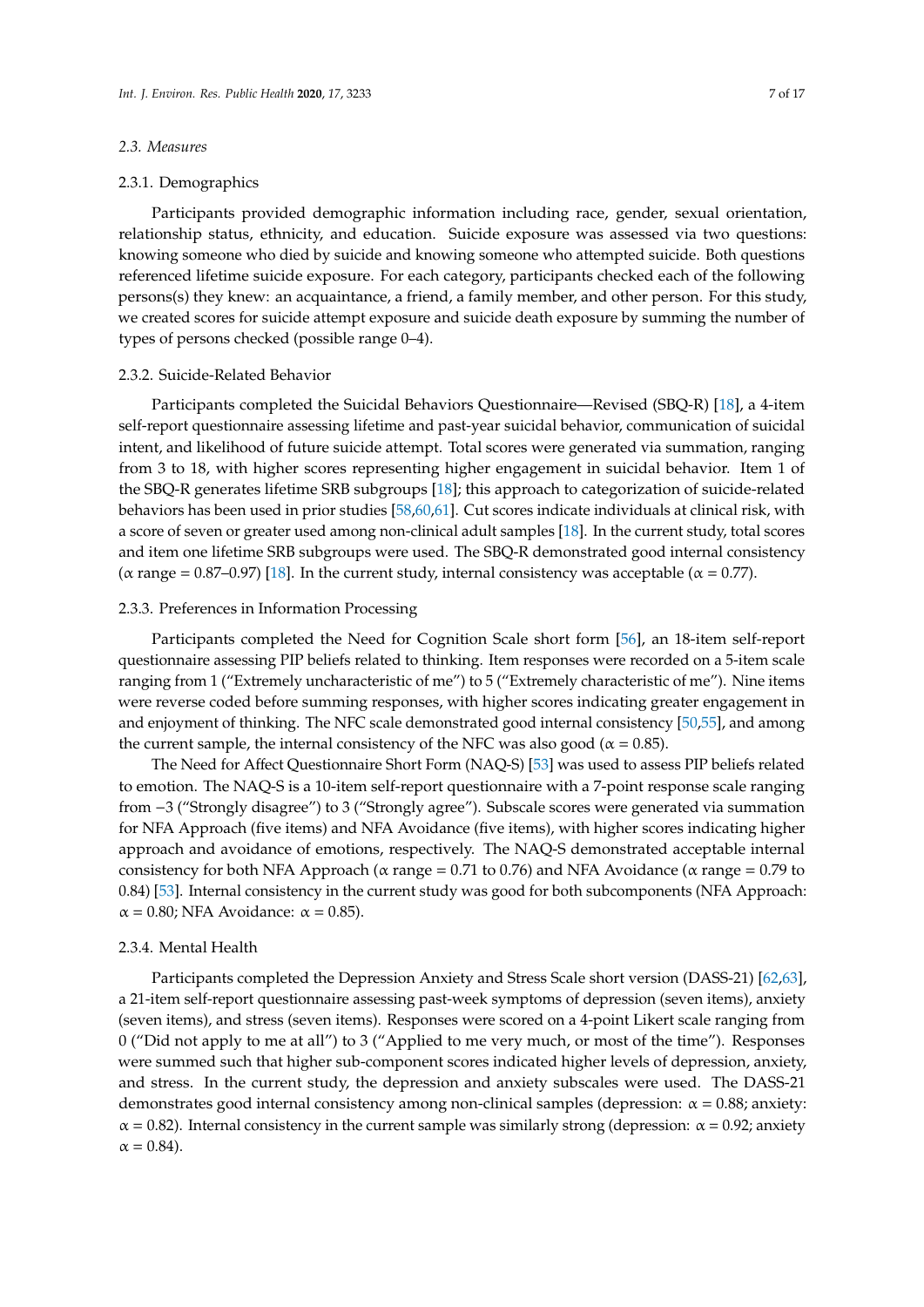### 2.3. Measures

#### 2.3.1. Demographics

Participants provided demographic information including race, gender, sexual orientation, relationship status, ethnicity, and education. Suicide exposure was assessed via two questions: knowing someone who died by suicide and knowing someone who attempted suicide. Both questions referenced lifetime suicide exposure. For each category, participants checked each of the following persons(s) they knew: an acquaintance, a friend, a family member, and other person. For this study, we created scores for suicide attempt exposure and suicide death exposure by summing the number of types of persons checked (possible range 0–4).

#### 2.3.2. Suicide-Related Behavior

Participants completed the Suicidal Behaviors Questionnaire—Revised (SBQ-R) [18], a 4-item self-report questionnaire assessing lifetime and past-year suicidal behavior, communication of suicidal intent, and likelihood of future suicide attempt. Total scores were generated via summation, ranging from 3 to 18, with higher scores representing higher engagement in suicidal behavior. Item 1 of the SBQ-R generates lifetime SRB subgroups [18]; this approach to categorization of suicide-related behaviors has been used in prior studies [58,60,61]. Cut scores indicate individuals at clinical risk, with a score of seven or greater used among non-clinical adult samples [18]. In the current study, total scores and item one lifetime SRB subgroups were used. The SBQ-R demonstrated good internal consistency ($\alpha$ range = 0.87–0.97) [18]. In the current study, internal consistency was acceptable ($\alpha$ = 0.77).

#### 2.3.3. Preferences in Information Processing

Participants completed the Need for Cognition Scale short form [56], an 18-item self-report questionnaire assessing PIP beliefs related to thinking. Item responses were recorded on a 5-item scale ranging from 1 ("Extremely uncharacteristic of me") to 5 ("Extremely characteristic of me"). Nine items were reverse coded before summing responses, with higher scores indicating greater engagement in and enjoyment of thinking. The NFC scale demonstrated good internal consistency [50,55], and among the current sample, the internal consistency of the NFC was also good ($\alpha$ = 0.85).

The Need for Affect Questionnaire Short Form (NAQ-S) [53] was used to assess PIP beliefs related to emotion. The NAQ-S is a 10-item self-report questionnaire with a 7-point response scale ranging from −3 ("Strongly disagree") to 3 ("Strongly agree"). Subscale scores were generated via summation for NFA Approach (five items) and NFA Avoidance (five items), with higher scores indicating higher approach and avoidance of emotions, respectively. The NAQ-S demonstrated acceptable internal consistency for both NFA Approach ($\alpha$ range = 0.71 to 0.76) and NFA Avoidance ($\alpha$ range = 0.79 to 0.84) [53]. Internal consistency in the current study was good for both subcomponents (NFA Approach: $\alpha$ = 0.80; NFA Avoidance: $\alpha$ = 0.85).

#### 2.3.4. Mental Health

Participants completed the Depression Anxiety and Stress Scale short version (DASS-21) [62,63], a 21-item self-report questionnaire assessing past-week symptoms of depression (seven items), anxiety (seven items), and stress (seven items). Responses were scored on a 4-point Likert scale ranging from 0 ("Did not apply to me at all") to 3 ("Applied to me very much, or most of the time"). Responses were summed such that higher sub-component scores indicated higher levels of depression, anxiety, and stress. In the current study, the depression and anxiety subscales were used. The DASS-21 demonstrates good internal consistency among non-clinical samples (depression: $\alpha$ = 0.88; anxiety: $\alpha$ = 0.82). Internal consistency in the current sample was similarly strong (depression: $\alpha$ = 0.92; anxiety $\alpha$ = 0.84).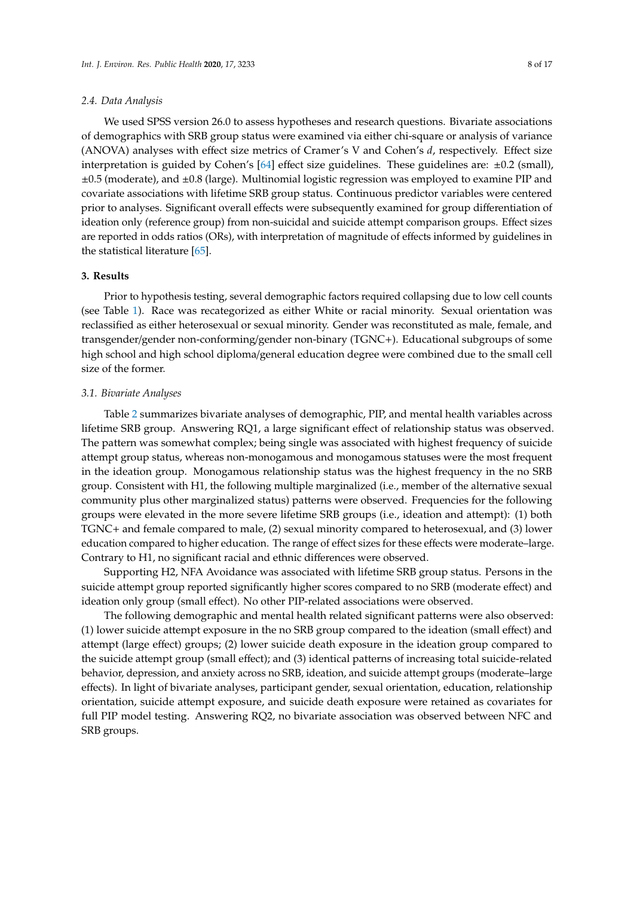### 2.4. Data Analysis

We used SPSS version 26.0 to assess hypotheses and research questions. Bivariate associations of demographics with SRB group status were examined via either chi-square or analysis of variance (ANOVA) analyses with effect size metrics of Cramer's V and Cohen's *d*, respectively. Effect size interpretation is guided by Cohen's [64] effect size guidelines. These guidelines are: ±0.2 (small), ±0.5 (moderate), and ±0.8 (large). Multinomial logistic regression was employed to examine PIP and covariate associations with lifetime SRB group status. Continuous predictor variables were centered prior to analyses. Significant overall effects were subsequently examined for group differentiation of ideation only (reference group) from non-suicidal and suicide attempt comparison groups. Effect sizes are reported in odds ratios (ORs), with interpretation of magnitude of effects informed by guidelines in the statistical literature [65].

## 3. Results

Prior to hypothesis testing, several demographic factors required collapsing due to low cell counts (see Table 1). Race was recategorized as either White or racial minority. Sexual orientation was reclassified as either heterosexual or sexual minority. Gender was reconstituted as male, female, and transgender/gender non-conforming/gender non-binary (TGNC+). Educational subgroups of some high school and high school diploma/general education degree were combined due to the small cell size of the former.

### 3.1. Bivariate Analyses

Table 2 summarizes bivariate analyses of demographic, PIP, and mental health variables across lifetime SRB group. Answering RQ1, a large significant effect of relationship status was observed. The pattern was somewhat complex; being single was associated with highest frequency of suicide attempt group status, whereas non-monogamous and monogamous statuses were the most frequent in the ideation group. Monogamous relationship status was the highest frequency in the no SRB group. Consistent with H1, the following multiple marginalized (i.e., member of the alternative sexual community plus other marginalized status) patterns were observed. Frequencies for the following groups were elevated in the more severe lifetime SRB groups (i.e., ideation and attempt): (1) both TGNC+ and female compared to male, (2) sexual minority compared to heterosexual, and (3) lower education compared to higher education. The range of effect sizes for these effects were moderate–large. Contrary to H1, no significant racial and ethnic differences were observed.

Supporting H2, NFA Avoidance was associated with lifetime SRB group status. Persons in the suicide attempt group reported significantly higher scores compared to no SRB (moderate effect) and ideation only group (small effect). No other PIP-related associations were observed.

The following demographic and mental health related significant patterns were also observed: (1) lower suicide attempt exposure in the no SRB group compared to the ideation (small effect) and attempt (large effect) groups; (2) lower suicide death exposure in the ideation group compared to the suicide attempt group (small effect); and (3) identical patterns of increasing total suicide-related behavior, depression, and anxiety across no SRB, ideation, and suicide attempt groups (moderate–large effects). In light of bivariate analyses, participant gender, sexual orientation, education, relationship orientation, suicide attempt exposure, and suicide death exposure were retained as covariates for full PIP model testing. Answering RQ2, no bivariate association was observed between NFC and SRB groups.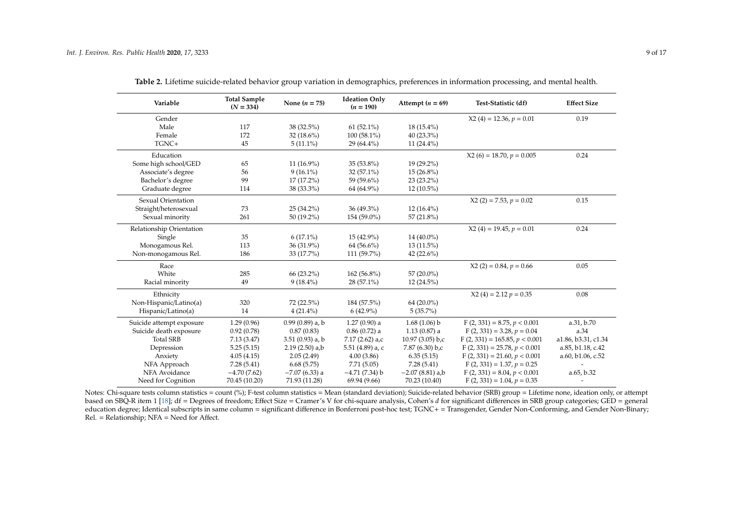**Table 2.** Lifetime suicide-related behavior group variation in demographics, preferences in information processing, and mental health.

| Variable | Total Sample (N = 334) | None (n = 75) | Ideation Only (n = 190) | Attempt (n = 69) | Test-Statistic (df) | Effect Size |
|---|---|---|---|---|---|---|
| Gender | | | | | X2 (4) = 12.36, $p = 0.01$ | 0.19 |
| Male | 117 | 38 (32.5%) | 61 (52.1%) | 18 (15.4%) | | |
| Female | 172 | 32 (18.6%) | 100 (58.1%) | 40 (23.3%) | | |
| TGNC+ | 45 | 5 (11.1%) | 29 (64.4%) | 11 (24.4%) | | |
| Education | | | | | X2 (6) = 18.70, $p = 0.005$ | 0.24 |
| Some high school/GED | 65 | 11 (16.9%) | 35 (53.8%) | 19 (29.2%) | | |
| Associate's degree | 56 | 9 (16.1%) | 32 (57.1%) | 15 (26.8%) | | |
| Bachelor's degree | 99 | 17 (17.2%) | 59 (59.6%) | 23 (23.2%) | | |
| Graduate degree | 114 | 38 (33.3%) | 64 (64.9%) | 12 (10.5%) | | |
| Sexual Orientation | | | | | X2 (2) = 7.53, $p = 0.02$ | 0.15 |
| Straight/heterosexual | 73 | 25 (34.2%) | 36 (49.3%) | 12 (16.4%) | | |
| Sexual minority | 261 | 50 (19.2%) | 154 (59.0%) | 57 (21.8%) | | |
| Relationship Orientation | | | | | X2 (4) = 19.45, $p = 0.01$ | 0.24 |
| Single | 35 | 6 (17.1%) | 15 (42.9%) | 14 (40.0%) | | |
| Monogamous Rel. | 113 | 36 (31.9%) | 64 (56.6%) | 13 (11.5%) | | |
| Non-monogamous Rel. | 186 | 33 (17.7%) | 111 (59.7%) | 42 (22.6%) | | |
| Race | | | | | X2 (2) = 0.84, $p = 0.66$ | 0.05 |
| White | 285 | 66 (23.2%) | 162 (56.8%) | 57 (20.0%) | | |
| Racial minority | 49 | 9 (18.4%) | 28 (57.1%) | 12 (24.5%) | | |
| Ethnicity | | | | | X2 (4) = 2.12 $p = 0.35$ | 0.08 |
| Non-Hispanic/Latino(a) | 320 | 72 (22.5%) | 184 (57.5%) | 64 (20.0%) | | |
| Hispanic/Latino(a) | 14 | 4 (21.4%) | 6 (42.9%) | 5 (35.7%) | | |
| Suicide attempt exposure | 1.29 (0.96) | 0.99 (0.89) a, b | 1.27 (0.90) a | 1.68 (1.06) b | F (2, 331) = 8.75, $p < 0.001$ | a.31, b.70 |
| Suicide death exposure | 0.92 (0.78) | 0.87 (0.83) | 0.86 (0.72) a | 1.13 (0.87) a | F (2, 331) = 3.28, $p = 0.04$ | a.34 |
| Total SRB | 7.13 (3.47) | 3.51 (0.93) a, b | 7.17 (2.62) a,c | 10.97 (3.05) b,c | F (2, 331) = 165.85, $p < 0.001$ | a1.86, b3.31, c1.34 |
| Depression | 5.25 (5.15) | 2.19 (2.50) a,b | 5.51 (4.89) a, c | 7.87 (6.30) b,c | F (2, 331) = 25.78, $p < 0.001$ | a.85, b1.18, c.42 |
| Anxiety | 4.05 (4.15) | 2.05 (2.49) | 4.00 (3.86) | 6.35 (5.15) | F (2, 331) = 21.60, $p < 0.001$ | a.60, b1.06, c.52 |
| NFA Approach | 7.28 (5.41) | 6.68 (5.75) | 7.71 (5.05) | 7.28 (5.41) | F (2, 331) = 1.37, $p = 0.25$ | - |
| NFA Avoidance | −4.70 (7.62) | −7.07 (6.33) a | −4.71 (7.34) b | −2.07 (8.81) a,b | F (2, 331) = 8.04, $p < 0.001$ | a.65, b.32 |
| Need for Cognition | 70.45 (10.20) | 71.93 (11.28) | 69.94 (9.66) | 70.23 (10.40) | F (2, 331) = 1.04, $p = 0.35$ | - |

Notes: Chi-square tests column statistics = count (%); F-test column statistics = Mean (standard deviation); Suicide-related behavior (SRB) group = Lifetime none, ideation only, or attempt based on SBQ-R item 1 [18]; df = Degrees of freedom; Effect Size = Cramer's V for chi-square analysis, Cohen's *d* for significant differences in SRB group categories; GED = general education degree; Identical subscripts in same column = significant difference in Bonferroni post-hoc test; TGNC+ = Transgender, Gender Non-Conforming, and Gender Non-Binary; Rel. = Relationship; NFA = Need for Affect.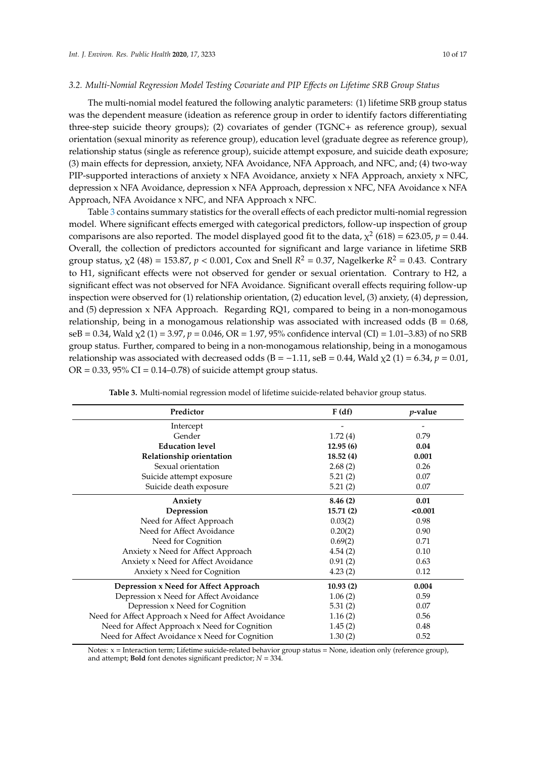### 3.2. Multi-Nomial Regression Model Testing Covariate and PIP Effects on Lifetime SRB Group Status

The multi-nomial model featured the following analytic parameters: (1) lifetime SRB group status was the dependent measure (ideation as reference group in order to identify factors differentiating three-step suicide theory groups); (2) covariates of gender (TGNC+ as reference group), sexual orientation (sexual minority as reference group), education level (graduate degree as reference group), relationship status (single as reference group), suicide attempt exposure, and suicide death exposure; (3) main effects for depression, anxiety, NFA Avoidance, NFA Approach, and NFC, and; (4) two-way PIP-supported interactions of anxiety x NFA Avoidance, anxiety x NFA Approach, anxiety x NFC, depression x NFA Avoidance, depression x NFA Approach, depression x NFC, NFA Avoidance x NFA Approach, NFA Avoidance x NFC, and NFA Approach x NFC.

Table 3 contains summary statistics for the overall effects of each predictor multi-nomial regression model. Where significant effects emerged with categorical predictors, follow-up inspection of group comparisons are also reported. The model displayed good fit to the data, $\chi^2$ (618) = 623.05, $p$ = 0.44. Overall, the collection of predictors accounted for significant and large variance in lifetime SRB group status, $\chi^2$ (48) = 153.87, $p < 0.001$, Cox and Snell $R^2$ = 0.37, Nagelkerke $R^2$ = 0.43. Contrary to H1, significant effects were not observed for gender or sexual orientation. Contrary to H2, a significant effect was not observed for NFA Avoidance. Significant overall effects requiring follow-up inspection were observed for (1) relationship orientation, (2) education level, (3) anxiety, (4) depression, and (5) depression x NFA Approach. Regarding RQ1, compared to being in a non-monogamous relationship, being in a monogamous relationship was associated with increased odds (B = 0.68, seB = 0.34, Wald $\chi^2$ (1) = 3.97, $p$ = 0.046, OR = 1.97, 95% confidence interval (CI) = 1.01–3.83) of no SRB group status. Further, compared to being in a non-monogamous relationship, being in a monogamous relationship was associated with decreased odds (B = −1.11, seB = 0.44, Wald $\chi^2$ (1) = 6.34, $p$ = 0.01, OR = 0.33, 95% CI = 0.14–0.78) of suicide attempt group status.

**Table 3.** Multi-nomial regression model of lifetime suicide-related behavior group status.

| Predictor | F (df) | *p*-value |
|---|---|---|
| Intercept | - | - |
| Gender | 1.72 (4) | 0.79 |
| **Education level** | **12.95 (6)** | **0.04** |
| **Relationship orientation** | **18.52 (4)** | **0.001** |
| Sexual orientation | 2.68 (2) | 0.26 |
| Suicide attempt exposure | 5.21 (2) | 0.07 |
| Suicide death exposure | 5.21 (2) | 0.07 |
| **Anxiety** | **8.46 (2)** | **0.01** |
| **Depression** | **15.71 (2)** | **<0.001** |
| Need for Affect Approach | 0.03(2) | 0.98 |
| Need for Affect Avoidance | 0.20(2) | 0.90 |
| Need for Cognition | 0.69(2) | 0.71 |
| Anxiety x Need for Affect Approach | 4.54 (2) | 0.10 |
| Anxiety x Need for Affect Avoidance | 0.91 (2) | 0.63 |
| Anxiety x Need for Cognition | 4.23 (2) | 0.12 |
| **Depression x Need for Affect Approach** | **10.93 (2)** | **0.004** |
| Depression x Need for Affect Avoidance | 1.06 (2) | 0.59 |
| Depression x Need for Cognition | 5.31 (2) | 0.07 |
| Need for Affect Approach x Need for Affect Avoidance | 1.16 (2) | 0.56 |
| Need for Affect Approach x Need for Cognition | 1.45 (2) | 0.48 |
| Need for Affect Avoidance x Need for Cognition | 1.30 (2) | 0.52 |

Notes: x = Interaction term; Lifetime suicide-related behavior group status = None, ideation only (reference group), and attempt; **Bold** font denotes significant predictor; $N$ = 334.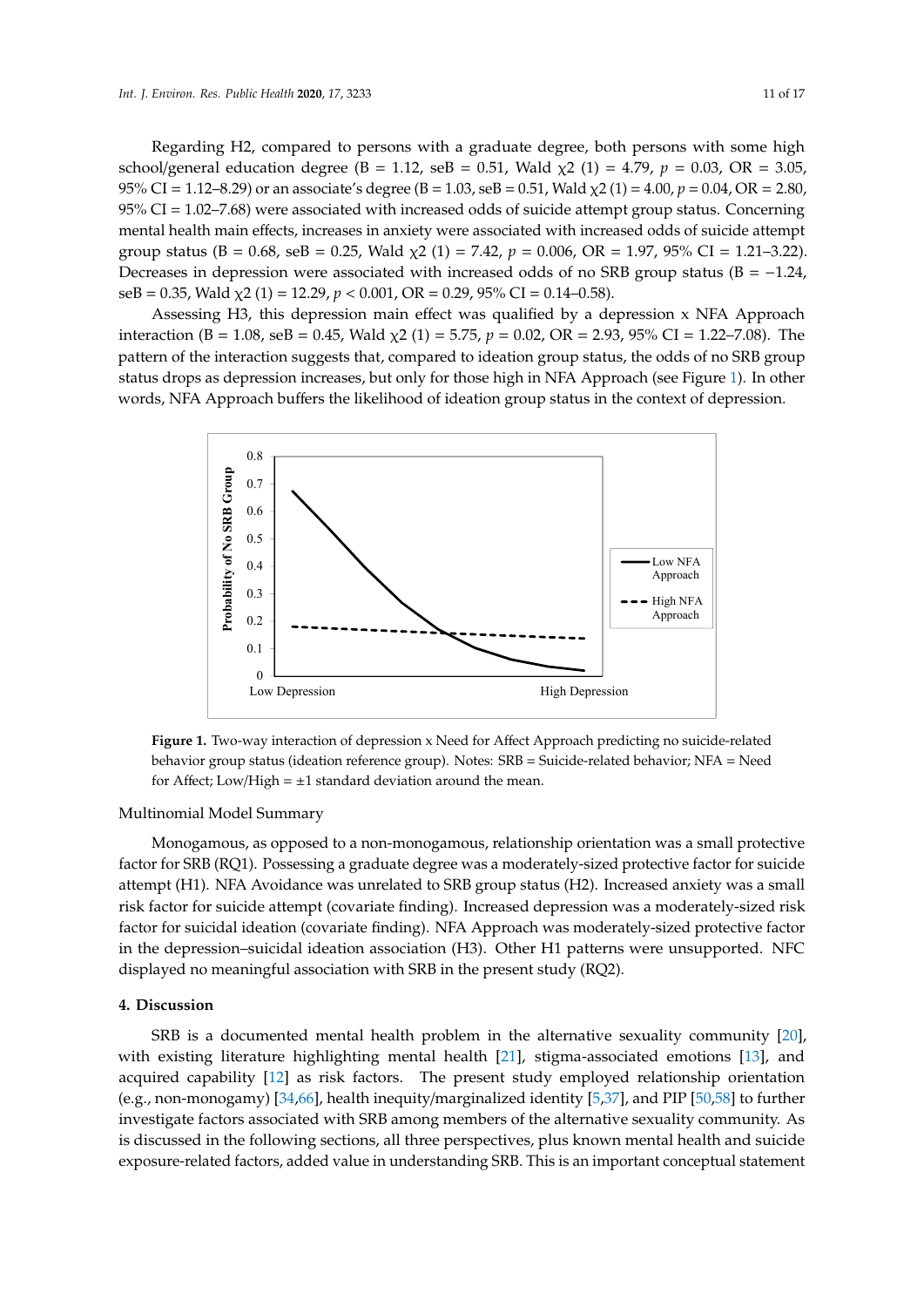Regarding H2, compared to persons with a graduate degree, both persons with some high school/general education degree (B = 1.12, seB = 0.51, Wald $\chi 2$ (1) = 4.79, $p$ = 0.03, OR = 3.05, 95% CI = 1.12–8.29) or an associate's degree (B = 1.03, seB = 0.51, Wald $\chi 2$ (1) = 4.00, $p$ = 0.04, OR = 2.80, 95% CI = 1.02–7.68) were associated with increased odds of suicide attempt group status. Concerning mental health main effects, increases in anxiety were associated with increased odds of suicide attempt group status (B = 0.68, seB = 0.25, Wald $\chi 2$ (1) = 7.42, $p$ = 0.006, OR = 1.97, 95% CI = 1.21–3.22). Decreases in depression were associated with increased odds of no SRB group status (B = −1.24, seB = 0.35, Wald $\chi 2$ (1) = 12.29, $p < 0.001$, OR = 0.29, 95% CI = 0.14–0.58).

Assessing H3, this depression main effect was qualified by a depression x NFA Approach interaction (B = 1.08, seB = 0.45, Wald $\chi 2$ (1) = 5.75, $p$ = 0.02, OR = 2.93, 95% CI = 1.22–7.08). The pattern of the interaction suggests that, compared to ideation group status, the odds of no SRB group status drops as depression increases, but only for those high in NFA Approach (see Figure 1). In other words, NFA Approach buffers the likelihood of ideation group status in the context of depression.

**Figure 1.** Two-way interaction of depression x Need for Affect Approach predicting no suicide-related behavior group status (ideation reference group). Notes: SRB = Suicide-related behavior; NFA = Need for Affect; Low/High = ±1 standard deviation around the mean.

Multinomial Model Summary

Monogamous, as opposed to a non-monogamous, relationship orientation was a small protective factor for SRB (RQ1). Possessing a graduate degree was a moderately-sized protective factor for suicide attempt (H1). NFA Avoidance was unrelated to SRB group status (H2). Increased anxiety was a small risk factor for suicide attempt (covariate finding). Increased depression was a moderately-sized risk factor for suicidal ideation (covariate finding). NFA Approach was moderately-sized protective factor in the depression–suicidal ideation association (H3). Other H1 patterns were unsupported. NFC displayed no meaningful association with SRB in the present study (RQ2).

## 4. Discussion

SRB is a documented mental health problem in the alternative sexuality community [20], with existing literature highlighting mental health [21], stigma-associated emotions [13], and acquired capability [12] as risk factors. The present study employed relationship orientation (e.g., non-monogamy) [34,66], health inequity/marginalized identity [5,37], and PIP [50,58] to further investigate factors associated with SRB among members of the alternative sexuality community. As is discussed in the following sections, all three perspectives, plus known mental health and suicide exposure-related factors, added value in understanding SRB. This is an important conceptual statement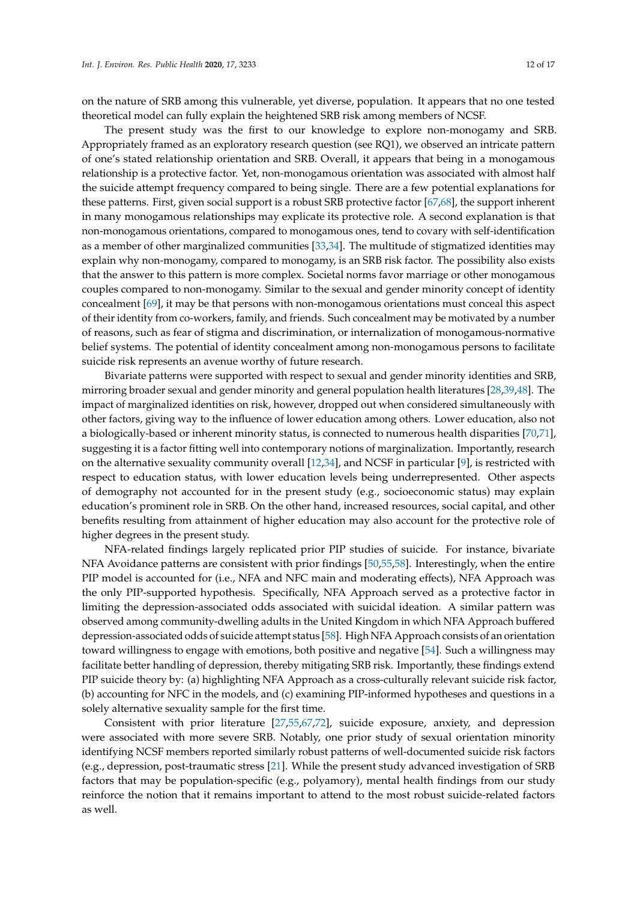on the nature of SRB among this vulnerable, yet diverse, population. It appears that no one tested theoretical model can fully explain the heightened SRB risk among members of NCSF.

The present study was the first to our knowledge to explore non-monogamy and SRB. Appropriately framed as an exploratory research question (see RQ1), we observed an intricate pattern of one's stated relationship orientation and SRB. Overall, it appears that being in a monogamous relationship is a protective factor. Yet, non-monogamous orientation was associated with almost half the suicide attempt frequency compared to being single. There are a few potential explanations for these patterns. First, given social support is a robust SRB protective factor [67,68], the support inherent in many monogamous relationships may explicate its protective role. A second explanation is that non-monogamous orientations, compared to monogamous ones, tend to covary with self-identification as a member of other marginalized communities [33,34]. The multitude of stigmatized identities may explain why non-monogamy, compared to monogamy, is an SRB risk factor. The possibility also exists that the answer to this pattern is more complex. Societal norms favor marriage or other monogamous couples compared to non-monogamy. Similar to the sexual and gender minority concept of identity concealment [69], it may be that persons with non-monogamous orientations must conceal this aspect of their identity from co-workers, family, and friends. Such concealment may be motivated by a number of reasons, such as fear of stigma and discrimination, or internalization of monogamous-normative belief systems. The potential of identity concealment among non-monogamous persons to facilitate suicide risk represents an avenue worthy of future research.

Bivariate patterns were supported with respect to sexual and gender minority identities and SRB, mirroring broader sexual and gender minority and general population health literatures [28,39,48]. The impact of marginalized identities on risk, however, dropped out when considered simultaneously with other factors, giving way to the influence of lower education among others. Lower education, also not a biologically-based or inherent minority status, is connected to numerous health disparities [70,71], suggesting it is a factor fitting well into contemporary notions of marginalization. Importantly, research on the alternative sexuality community overall [12,34], and NCSF in particular [9], is restricted with respect to education status, with lower education levels being underrepresented. Other aspects of demography not accounted for in the present study (e.g., socioeconomic status) may explain education's prominent role in SRB. On the other hand, increased resources, social capital, and other benefits resulting from attainment of higher education may also account for the protective role of higher degrees in the present study.

NFA-related findings largely replicated prior PIP studies of suicide. For instance, bivariate NFA Avoidance patterns are consistent with prior findings [50,55,58]. Interestingly, when the entire PIP model is accounted for (i.e., NFA and NFC main and moderating effects), NFA Approach was the only PIP-supported hypothesis. Specifically, NFA Approach served as a protective factor in limiting the depression-associated odds associated with suicidal ideation. A similar pattern was observed among community-dwelling adults in the United Kingdom in which NFA Approach buffered depression-associated odds of suicide attempt status [58]. High NFA Approach consists of an orientation toward willingness to engage with emotions, both positive and negative [54]. Such a willingness may facilitate better handling of depression, thereby mitigating SRB risk. Importantly, these findings extend PIP suicide theory by: (a) highlighting NFA Approach as a cross-culturally relevant suicide risk factor, (b) accounting for NFC in the models, and (c) examining PIP-informed hypotheses and questions in a solely alternative sexuality sample for the first time.

Consistent with prior literature [27,55,67,72], suicide exposure, anxiety, and depression were associated with more severe SRB. Notably, one prior study of sexual orientation minority identifying NCSF members reported similarly robust patterns of well-documented suicide risk factors (e.g., depression, post-traumatic stress [21]. While the present study advanced investigation of SRB factors that may be population-specific (e.g., polyamory), mental health findings from our study reinforce the notion that it remains important to attend to the most robust suicide-related factors as well.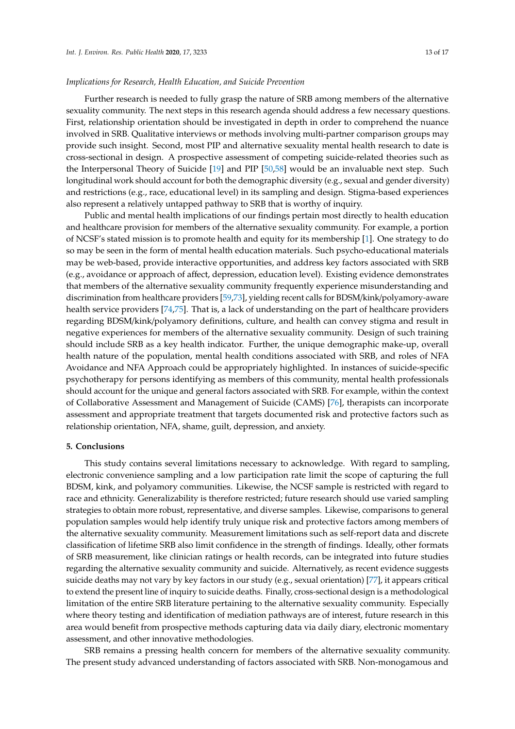*Implications for Research, Health Education, and Suicide Prevention*

Further research is needed to fully grasp the nature of SRB among members of the alternative sexuality community. The next steps in this research agenda should address a few necessary questions. First, relationship orientation should be investigated in depth in order to comprehend the nuance involved in SRB. Qualitative interviews or methods involving multi-partner comparison groups may provide such insight. Second, most PIP and alternative sexuality mental health research to date is cross-sectional in design. A prospective assessment of competing suicide-related theories such as the Interpersonal Theory of Suicide [19] and PIP [50,58] would be an invaluable next step. Such longitudinal work should account for both the demographic diversity (e.g., sexual and gender diversity) and restrictions (e.g., race, educational level) in its sampling and design. Stigma-based experiences also represent a relatively untapped pathway to SRB that is worthy of inquiry.

Public and mental health implications of our findings pertain most directly to health education and healthcare provision for members of the alternative sexuality community. For example, a portion of NCSF's stated mission is to promote health and equity for its membership [1]. One strategy to do so may be seen in the form of mental health education materials. Such psycho-educational materials may be web-based, provide interactive opportunities, and address key factors associated with SRB (e.g., avoidance or approach of affect, depression, education level). Existing evidence demonstrates that members of the alternative sexuality community frequently experience misunderstanding and discrimination from healthcare providers [59,73], yielding recent calls for BDSM/kink/polyamory-aware health service providers [74,75]. That is, a lack of understanding on the part of healthcare providers regarding BDSM/kink/polyamory definitions, culture, and health can convey stigma and result in negative experiences for members of the alternative sexuality community. Design of such training should include SRB as a key health indicator. Further, the unique demographic make-up, overall health nature of the population, mental health conditions associated with SRB, and roles of NFA Avoidance and NFA Approach could be appropriately highlighted. In instances of suicide-specific psychotherapy for persons identifying as members of this community, mental health professionals should account for the unique and general factors associated with SRB. For example, within the context of Collaborative Assessment and Management of Suicide (CAMS) [76], therapists can incorporate assessment and appropriate treatment that targets documented risk and protective factors such as relationship orientation, NFA, shame, guilt, depression, and anxiety.

## 5. Conclusions

This study contains several limitations necessary to acknowledge. With regard to sampling, electronic convenience sampling and a low participation rate limit the scope of capturing the full BDSM, kink, and polyamory communities. Likewise, the NCSF sample is restricted with regard to race and ethnicity. Generalizability is therefore restricted; future research should use varied sampling strategies to obtain more robust, representative, and diverse samples. Likewise, comparisons to general population samples would help identify truly unique risk and protective factors among members of the alternative sexuality community. Measurement limitations such as self-report data and discrete classification of lifetime SRB also limit confidence in the strength of findings. Ideally, other formats of SRB measurement, like clinician ratings or health records, can be integrated into future studies regarding the alternative sexuality community and suicide. Alternatively, as recent evidence suggests suicide deaths may not vary by key factors in our study (e.g., sexual orientation) [77], it appears critical to extend the present line of inquiry to suicide deaths. Finally, cross-sectional design is a methodological limitation of the entire SRB literature pertaining to the alternative sexuality community. Especially where theory testing and identification of mediation pathways are of interest, future research in this area would benefit from prospective methods capturing data via daily diary, electronic momentary assessment, and other innovative methodologies.

SRB remains a pressing health concern for members of the alternative sexuality community. The present study advanced understanding of factors associated with SRB. Non-monogamous and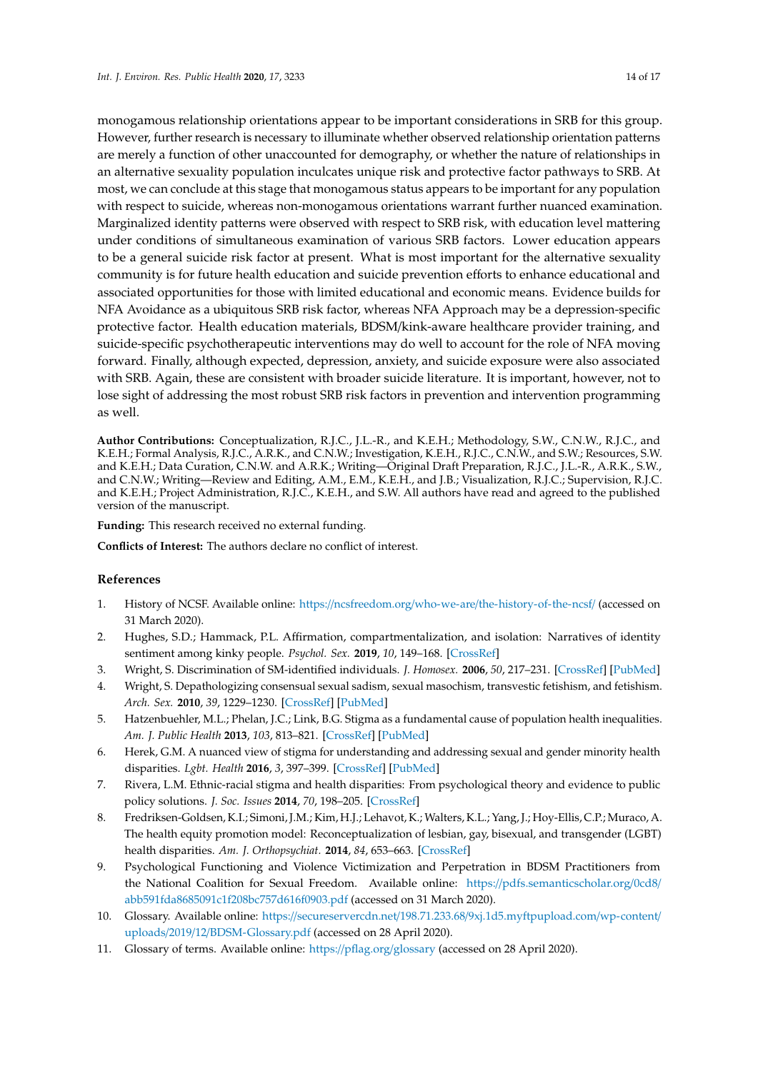monogamous relationship orientations appear to be important considerations in SRB for this group. However, further research is necessary to illuminate whether observed relationship orientation patterns are merely a function of other unaccounted for demography, or whether the nature of relationships in an alternative sexuality population inculcates unique risk and protective factor pathways to SRB. At most, we can conclude at this stage that monogamous status appears to be important for any population with respect to suicide, whereas non-monogamous orientations warrant further nuanced examination. Marginalized identity patterns were observed with respect to SRB risk, with education level mattering under conditions of simultaneous examination of various SRB factors. Lower education appears to be a general suicide risk factor at present. What is most important for the alternative sexuality community is for future health education and suicide prevention efforts to enhance educational and associated opportunities for those with limited educational and economic means. Evidence builds for NFA Avoidance as a ubiquitous SRB risk factor, whereas NFA Approach may be a depression-specific protective factor. Health education materials, BDSM/kink-aware healthcare provider training, and suicide-specific psychotherapeutic interventions may do well to account for the role of NFA moving forward. Finally, although expected, depression, anxiety, and suicide exposure were also associated with SRB. Again, these are consistent with broader suicide literature. It is important, however, not to lose sight of addressing the most robust SRB risk factors in prevention and intervention programming as well.

**Author Contributions:** Conceptualization, R.J.C., J.L.-R., and K.E.H.; Methodology, S.W., C.N.W., R.J.C., and K.E.H.; Formal Analysis, R.J.C., A.R.K., and C.N.W.; Investigation, K.E.H., R.J.C., C.N.W., and S.W.; Resources, S.W. and K.E.H.; Data Curation, C.N.W. and A.R.K.; Writing—Original Draft Preparation, R.J.C., J.L.-R., A.R.K., S.W., and C.N.W.; Writing—Review and Editing, A.M., E.M., K.E.H., and J.B.; Visualization, R.J.C.; Supervision, R.J.C. and K.E.H.; Project Administration, R.J.C., K.E.H., and S.W. All authors have read and agreed to the published version of the manuscript.

**Funding:** This research received no external funding.

**Conflicts of Interest:** The authors declare no conflict of interest.

## References

1. History of NCSF. Available online: https://ncsfreedom.org/who-we-are/the-history-of-the-ncsf/ (accessed on 31 March 2020).
2. Hughes, S.D.; Hammack, P.L. Affirmation, compartmentalization, and isolation: Narratives of identity sentiment among kinky people. *Psychol. Sex.* **2019**, *10*, 149–168. [CrossRef]
3. Wright, S. Discrimination of SM-identified individuals. *J. Homosex.* **2006**, *50*, 217–231. [CrossRef] [PubMed]
4. Wright, S. Depathologizing consensual sexual sadism, sexual masochism, transvestic fetishism, and fetishism. *Arch. Sex.* **2010**, *39*, 1229–1230. [CrossRef] [PubMed]
5. Hatzenbuehler, M.L.; Phelan, J.C.; Link, B.G. Stigma as a fundamental cause of population health inequalities. *Am. J. Public Health* **2013**, *103*, 813–821. [CrossRef] [PubMed]
6. Herek, G.M. A nuanced view of stigma for understanding and addressing sexual and gender minority health disparities. *Lgbt. Health* **2016**, *3*, 397–399. [CrossRef] [PubMed]
7. Rivera, L.M. Ethnic-racial stigma and health disparities: From psychological theory and evidence to public policy solutions. *J. Soc. Issues* **2014**, *70*, 198–205. [CrossRef]
8. Fredriksen-Goldsen, K.I.; Simoni, J.M.; Kim, H.J.; Lehavot, K.; Walters, K.L.; Yang, J.; Hoy-Ellis, C.P.; Muraco, A. The health equity promotion model: Reconceptualization of lesbian, gay, bisexual, and transgender (LGBT) health disparities. *Am. J. Orthopsychiat.* **2014**, *84*, 653–663. [CrossRef]
9. Psychological Functioning and Violence Victimization and Perpetration in BDSM Practitioners from the National Coalition for Sexual Freedom. Available online: https://pdfs.semanticscholar.org/0cd8/abb591fda8685091c1f208bc757d616f0903.pdf (accessed on 31 March 2020).
10. Glossary. Available online: https://secureservercdn.net/198.71.233.68/9xj.1d5.myftpupload.com/wp-content/uploads/2019/12/BDSM-Glossary.pdf (accessed on 28 April 2020).
11. Glossary of terms. Available online: https://pflag.org/glossary (accessed on 28 April 2020).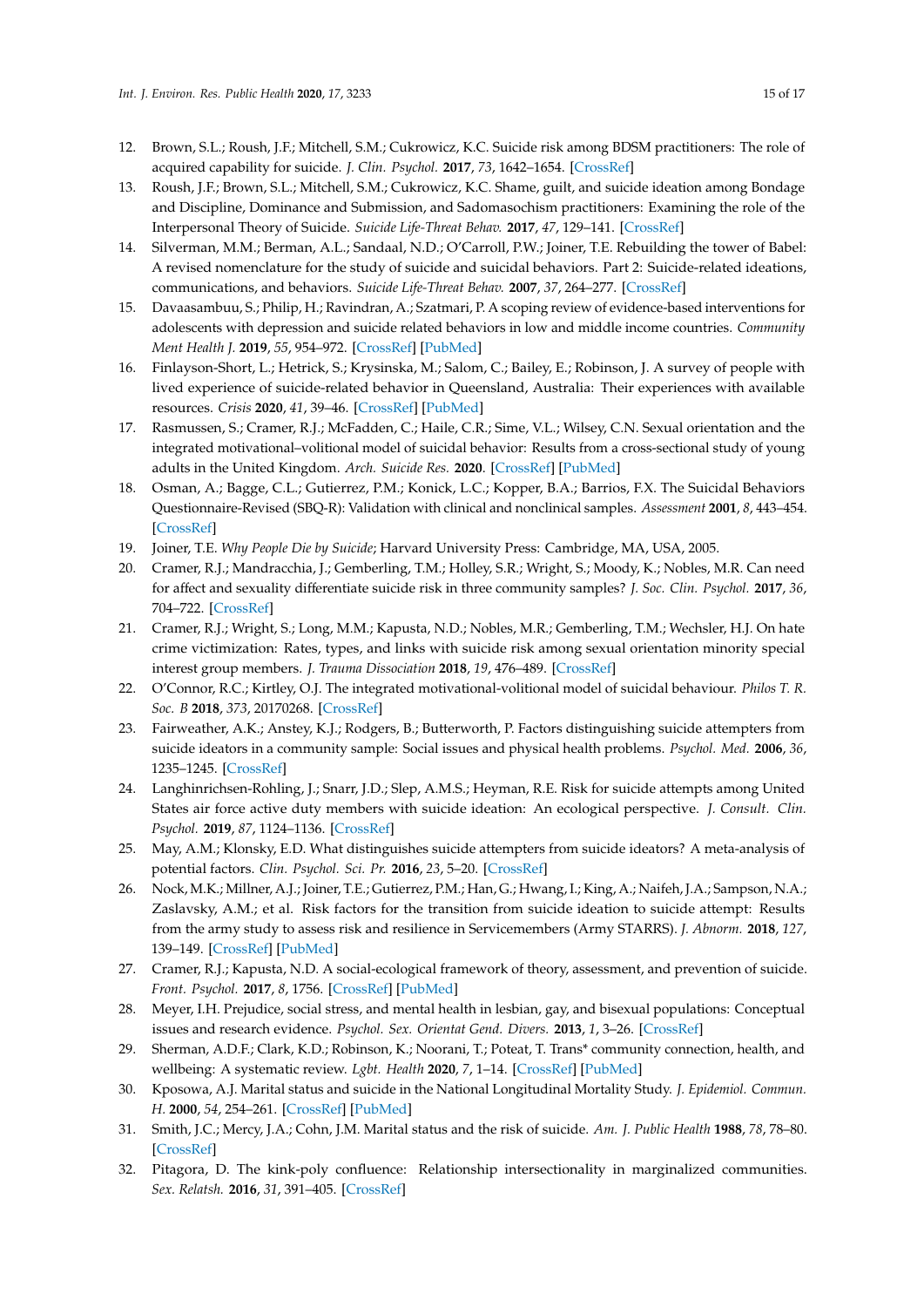12. Brown, S.L.; Roush, J.F.; Mitchell, S.M.; Cukrowicz, K.C. Suicide risk among BDSM practitioners: The role of acquired capability for suicide. *J. Clin. Psychol.* **2017**, *73*, 1642–1654. [CrossRef]
13. Roush, J.F.; Brown, S.L.; Mitchell, S.M.; Cukrowicz, K.C. Shame, guilt, and suicide ideation among Bondage and Discipline, Dominance and Submission, and Sadomasochism practitioners: Examining the role of the Interpersonal Theory of Suicide. *Suicide Life-Threat Behav.* **2017**, *47*, 129–141. [CrossRef]
14. Silverman, M.M.; Berman, A.L.; Sandaal, N.D.; O'Carroll, P.W.; Joiner, T.E. Rebuilding the tower of Babel: A revised nomenclature for the study of suicide and suicidal behaviors. Part 2: Suicide-related ideations, communications, and behaviors. *Suicide Life-Threat Behav.* **2007**, *37*, 264–277. [CrossRef]
15. Davaasambuu, S.; Philip, H.; Ravindran, A.; Szatmari, P. A scoping review of evidence-based interventions for adolescents with depression and suicide related behaviors in low and middle income countries. *Community Ment Health J.* **2019**, *55*, 954–972. [CrossRef] [PubMed]
16. Finlayson-Short, L.; Hetrick, S.; Krysinska, M.; Salom, C.; Bailey, E.; Robinson, J. A survey of people with lived experience of suicide-related behavior in Queensland, Australia: Their experiences with available resources. *Crisis* **2020**, *41*, 39–46. [CrossRef] [PubMed]
17. Rasmussen, S.; Cramer, R.J.; McFadden, C.; Haile, C.R.; Sime, V.L.; Wilsey, C.N. Sexual orientation and the integrated motivational–volitional model of suicidal behavior: Results from a cross-sectional study of young adults in the United Kingdom. *Arch. Suicide Res.* **2020**. [CrossRef] [PubMed]
18. Osman, A.; Bagge, C.L.; Gutierrez, P.M.; Konick, L.C.; Kopper, B.A.; Barrios, F.X. The Suicidal Behaviors Questionnaire-Revised (SBQ-R): Validation with clinical and nonclinical samples. *Assessment* **2001**, *8*, 443–454. [CrossRef]
19. Joiner, T.E. *Why People Die by Suicide*; Harvard University Press: Cambridge, MA, USA, 2005.
20. Cramer, R.J.; Mandracchia, J.; Gemberling, T.M.; Holley, S.R.; Wright, S.; Moody, K.; Nobles, M.R. Can need for affect and sexuality differentiate suicide risk in three community samples? *J. Soc. Clin. Psychol.* **2017**, *36*, 704–722. [CrossRef]
21. Cramer, R.J.; Wright, S.; Long, M.M.; Kapusta, N.D.; Nobles, M.R.; Gemberling, T.M.; Wechsler, H.J. On hate crime victimization: Rates, types, and links with suicide risk among sexual orientation minority special interest group members. *J. Trauma Dissociation* **2018**, *19*, 476–489. [CrossRef]
22. O'Connor, R.C.; Kirtley, O.J. The integrated motivational-volitional model of suicidal behaviour. *Philos T. R. Soc. B* **2018**, *373*, 20170268. [CrossRef]
23. Fairweather, A.K.; Anstey, K.J.; Rodgers, B.; Butterworth, P. Factors distinguishing suicide attempters from suicide ideators in a community sample: Social issues and physical health problems. *Psychol. Med.* **2006**, *36*, 1235–1245. [CrossRef]
24. Langhinrichsen-Rohling, J.; Snarr, J.D.; Slep, A.M.S.; Heyman, R.E. Risk for suicide attempts among United States air force active duty members with suicide ideation: An ecological perspective. *J. Consult. Clin. Psychol.* **2019**, *87*, 1124–1136. [CrossRef]
25. May, A.M.; Klonsky, E.D. What distinguishes suicide attempters from suicide ideators? A meta-analysis of potential factors. *Clin. Psychol. Sci. Pr.* **2016**, *23*, 5–20. [CrossRef]
26. Nock, M.K.; Millner, A.J.; Joiner, T.E.; Gutierrez, P.M.; Han, G.; Hwang, I.; King, A.; Naifeh, J.A.; Sampson, N.A.; Zaslavsky, A.M.; et al. Risk factors for the transition from suicide ideation to suicide attempt: Results from the army study to assess risk and resilience in Servicemembers (Army STARRS). *J. Abnorm.* **2018**, *127*, 139–149. [CrossRef] [PubMed]
27. Cramer, R.J.; Kapusta, N.D. A social-ecological framework of theory, assessment, and prevention of suicide. *Front. Psychol.* **2017**, *8*, 1756. [CrossRef] [PubMed]
28. Meyer, I.H. Prejudice, social stress, and mental health in lesbian, gay, and bisexual populations: Conceptual issues and research evidence. *Psychol. Sex. Orientat Gend. Divers.* **2013**, *1*, 3–26. [CrossRef]
29. Sherman, A.D.F.; Clark, K.D.; Robinson, K.; Noorani, T.; Poteat, T. Trans* community connection, health, and wellbeing: A systematic review. *Lgbt. Health* **2020**, *7*, 1–14. [CrossRef] [PubMed]
30. Kposowa, A.J. Marital status and suicide in the National Longitudinal Mortality Study. *J. Epidemiol. Commun. H.* **2000**, *54*, 254–261. [CrossRef] [PubMed]
31. Smith, J.C.; Mercy, J.A.; Cohn, J.M. Marital status and the risk of suicide. *Am. J. Public Health* **1988**, *78*, 78–80. [CrossRef]
32. Pitagora, D. The kink-poly confluence: Relationship intersectionality in marginalized communities. *Sex. Relatsh.* **2016**, *31*, 391–405. [CrossRef]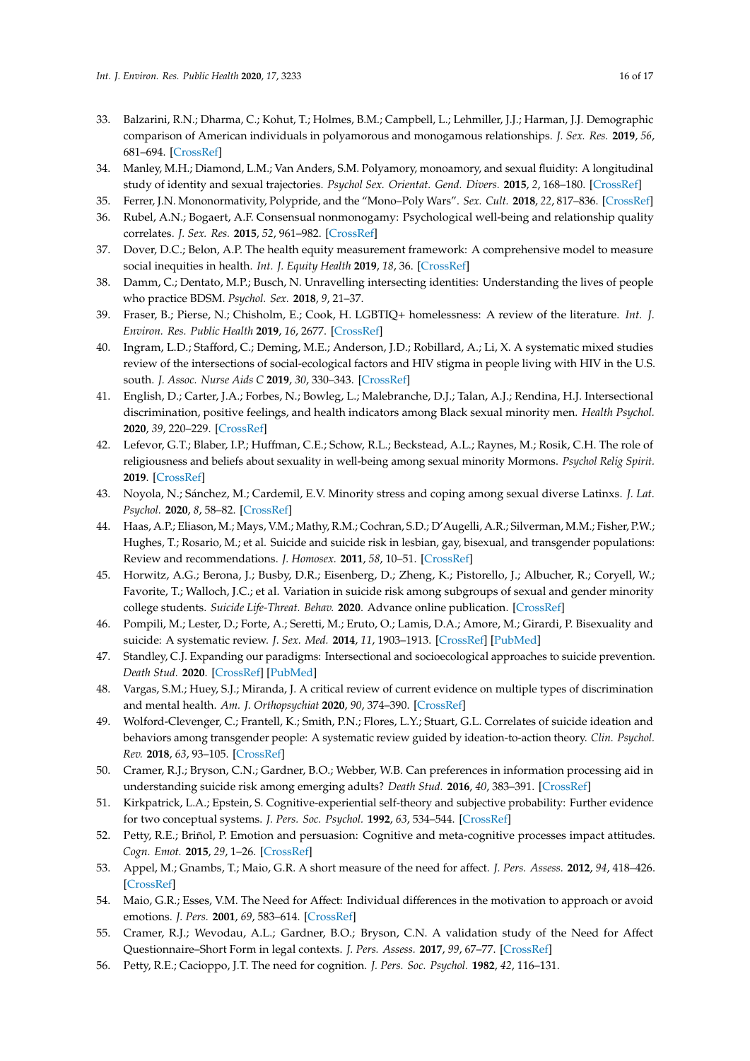33. Balzarini, R.N.; Dharma, C.; Kohut, T.; Holmes, B.M.; Campbell, L.; Lehmiller, J.J.; Harman, J.J. Demographic comparison of American individuals in polyamorous and monogamous relationships. *J. Sex. Res.* **2019**, *56*, 681–694. [CrossRef]
34. Manley, M.H.; Diamond, L.M.; Van Anders, S.M. Polyamory, monoamory, and sexual fluidity: A longitudinal study of identity and sexual trajectories. *Psychol Sex. Orientat. Gend. Divers.* **2015**, *2*, 168–180. [CrossRef]
35. Ferrer, J.N. Mononormativity, Polypride, and the "Mono–Poly Wars". *Sex. Cult.* **2018**, *22*, 817–836. [CrossRef]
36. Rubel, A.N.; Bogaert, A.F. Consensual nonmonogamy: Psychological well-being and relationship quality correlates. *J. Sex. Res.* **2015**, *52*, 961–982. [CrossRef]
37. Dover, D.C.; Belon, A.P. The health equity measurement framework: A comprehensive model to measure social inequities in health. *Int. J. Equity Health* **2019**, *18*, 36. [CrossRef]
38. Damm, C.; Dentato, M.P.; Busch, N. Unravelling intersecting identities: Understanding the lives of people who practice BDSM. *Psychol. Sex.* **2018**, *9*, 21–37.
39. Fraser, B.; Pierse, N.; Chisholm, E.; Cook, H. LGBTIQ+ homelessness: A review of the literature. *Int. J. Environ. Res. Public Health* **2019**, *16*, 2677. [CrossRef]
40. Ingram, L.D.; Stafford, C.; Deming, M.E.; Anderson, J.D.; Robillard, A.; Li, X. A systematic mixed studies review of the intersections of social-ecological factors and HIV stigma in people living with HIV in the U.S. south. *J. Assoc. Nurse Aids C* **2019**, *30*, 330–343. [CrossRef]
41. English, D.; Carter, J.A.; Forbes, N.; Bowleg, L.; Malebranche, D.J.; Talan, A.J.; Rendina, H.J. Intersectional discrimination, positive feelings, and health indicators among Black sexual minority men. *Health Psychol.* **2020**, *39*, 220–229. [CrossRef]
42. Lefevor, G.T.; Blaber, I.P.; Huffman, C.E.; Schow, R.L.; Beckstead, A.L.; Raynes, M.; Rosik, C.H. The role of religiousness and beliefs about sexuality in well-being among sexual minority Mormons. *Psychol Relig Spirit.* **2019**. [CrossRef]
43. Noyola, N.; Sánchez, M.; Cardemil, E.V. Minority stress and coping among sexual diverse Latinxs. *J. Lat. Psychol.* **2020**, *8*, 58–82. [CrossRef]
44. Haas, A.P.; Eliason, M.; Mays, V.M.; Mathy, R.M.; Cochran, S.D.; D'Augelli, A.R.; Silverman, M.M.; Fisher, P.W.; Hughes, T.; Rosario, M.; et al. Suicide and suicide risk in lesbian, gay, bisexual, and transgender populations: Review and recommendations. *J. Homosex.* **2011**, *58*, 10–51. [CrossRef]
45. Horwitz, A.G.; Berona, J.; Busby, D.R.; Eisenberg, D.; Zheng, K.; Pistorello, J.; Albucher, R.; Coryell, W.; Favorite, T.; Walloch, J.C.; et al. Variation in suicide risk among subgroups of sexual and gender minority college students. *Suicide Life-Threat. Behav.* **2020**. Advance online publication. [CrossRef]
46. Pompili, M.; Lester, D.; Forte, A.; Seretti, M.; Eruto, O.; Lamis, D.A.; Amore, M.; Girardi, P. Bisexuality and suicide: A systematic review. *J. Sex. Med.* **2014**, *11*, 1903–1913. [CrossRef] [PubMed]
47. Standley, C.J. Expanding our paradigms: Intersectional and socioecological approaches to suicide prevention. *Death Stud.* **2020**. [CrossRef] [PubMed]
48. Vargas, S.M.; Huey, S.J.; Miranda, J. A critical review of current evidence on multiple types of discrimination and mental health. *Am. J. Orthopsychiat* **2020**, *90*, 374–390. [CrossRef]
49. Wolford-Clevenger, C.; Frantell, K.; Smith, P.N.; Flores, L.Y.; Stuart, G.L. Correlates of suicide ideation and behaviors among transgender people: A systematic review guided by ideation-to-action theory. *Clin. Psychol. Rev.* **2018**, *63*, 93–105. [CrossRef]
50. Cramer, R.J.; Bryson, C.N.; Gardner, B.O.; Webber, W.B. Can preferences in information processing aid in understanding suicide risk among emerging adults? *Death Stud.* **2016**, *40*, 383–391. [CrossRef]
51. Kirkpatrick, L.A.; Epstein, S. Cognitive-experiential self-theory and subjective probability: Further evidence for two conceptual systems. *J. Pers. Soc. Psychol.* **1992**, *63*, 534–544. [CrossRef]
52. Petty, R.E.; Briñol, P. Emotion and persuasion: Cognitive and meta-cognitive processes impact attitudes. *Cogn. Emot.* **2015**, *29*, 1–26. [CrossRef]
53. Appel, M.; Gnambs, T.; Maio, G.R. A short measure of the need for affect. *J. Pers. Assess.* **2012**, *94*, 418–426. [CrossRef]
54. Maio, G.R.; Esses, V.M. The Need for Affect: Individual differences in the motivation to approach or avoid emotions. *J. Pers.* **2001**, *69*, 583–614. [CrossRef]
55. Cramer, R.J.; Wevodau, A.L.; Gardner, B.O.; Bryson, C.N. A validation study of the Need for Affect Questionnaire–Short Form in legal contexts. *J. Pers. Assess.* **2017**, *99*, 67–77. [CrossRef]
56. Petty, R.E.; Cacioppo, J.T. The need for cognition. *J. Pers. Soc. Psychol.* **1982**, *42*, 116–131.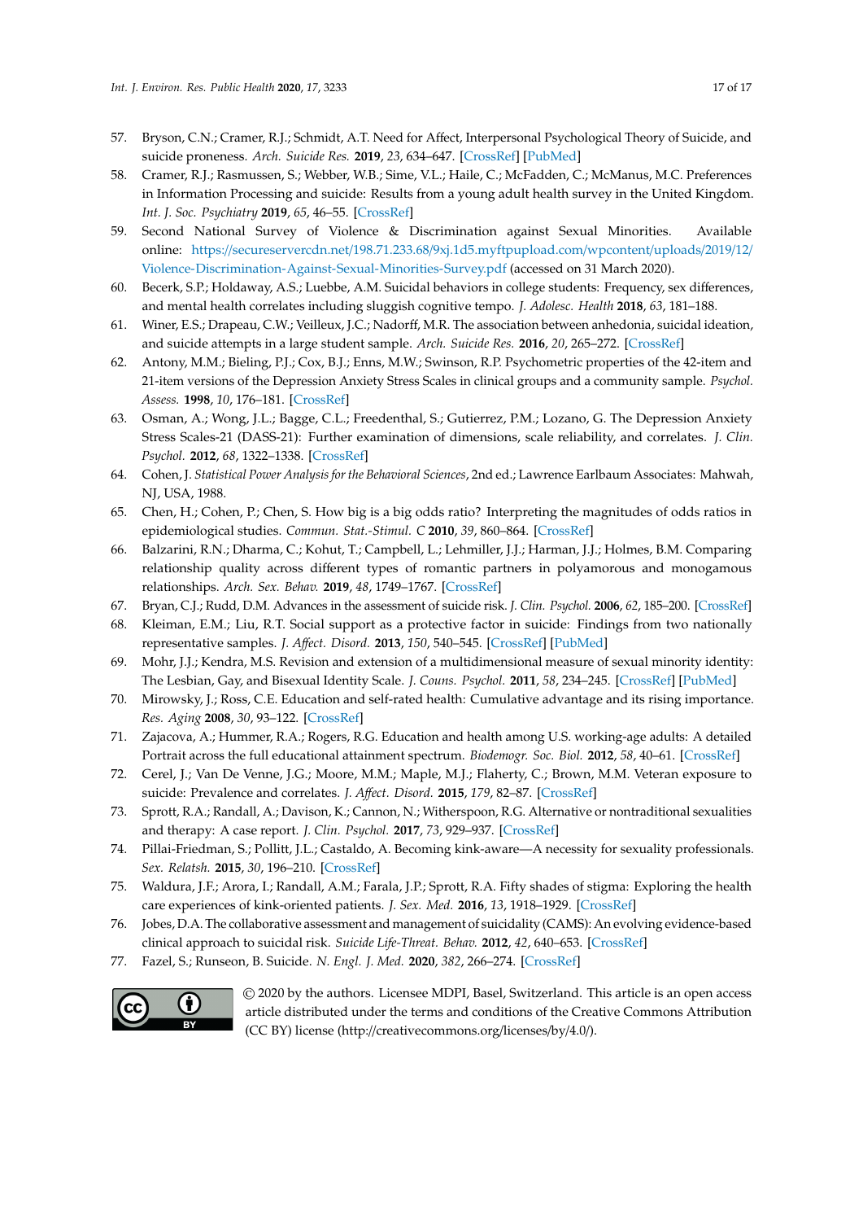57. Bryson, C.N.; Cramer, R.J.; Schmidt, A.T. Need for Affect, Interpersonal Psychological Theory of Suicide, and suicide proneness. *Arch. Suicide Res.* **2019**, *23*, 634–647. [CrossRef] [PubMed]
58. Cramer, R.J.; Rasmussen, S.; Webber, W.B.; Sime, V.L.; Haile, C.; McFadden, C.; McManus, M.C. Preferences in Information Processing and suicide: Results from a young adult health survey in the United Kingdom. *Int. J. Soc. Psychiatry* **2019**, *65*, 46–55. [CrossRef]
59. Second National Survey of Violence & Discrimination against Sexual Minorities. Available online: https://secureservercdn.net/198.71.233.68/9xj.1d5.myftpupload.com/wpcontent/uploads/2019/12/Violence-Discrimination-Against-Sexual-Minorities-Survey.pdf (accessed on 31 March 2020).
60. Becerk, S.P.; Holdaway, A.S.; Luebbe, A.M. Suicidal behaviors in college students: Frequency, sex differences, and mental health correlates including sluggish cognitive tempo. *J. Adolesc. Health* **2018**, *63*, 181–188.
61. Winer, E.S.; Drapeau, C.W.; Veilleux, J.C.; Nadorff, M.R. The association between anhedonia, suicidal ideation, and suicide attempts in a large student sample. *Arch. Suicide Res.* **2016**, *20*, 265–272. [CrossRef]
62. Antony, M.M.; Bieling, P.J.; Cox, B.J.; Enns, M.W.; Swinson, R.P. Psychometric properties of the 42-item and 21-item versions of the Depression Anxiety Stress Scales in clinical groups and a community sample. *Psychol. Assess.* **1998**, *10*, 176–181. [CrossRef]
63. Osman, A.; Wong, J.L.; Bagge, C.L.; Freedenthal, S.; Gutierrez, P.M.; Lozano, G. The Depression Anxiety Stress Scales-21 (DASS-21): Further examination of dimensions, scale reliability, and correlates. *J. Clin. Psychol.* **2012**, *68*, 1322–1338. [CrossRef]
64. Cohen, J. *Statistical Power Analysis for the Behavioral Sciences*, 2nd ed.; Lawrence Earlbaum Associates: Mahwah, NJ, USA, 1988.
65. Chen, H.; Cohen, P.; Chen, S. How big is a big odds ratio? Interpreting the magnitudes of odds ratios in epidemiological studies. *Commun. Stat.-Stimul. C* **2010**, *39*, 860–864. [CrossRef]
66. Balzarini, R.N.; Dharma, C.; Kohut, T.; Campbell, L.; Lehmiller, J.J.; Harman, J.J.; Holmes, B.M. Comparing relationship quality across different types of romantic partners in polyamorous and monogamous relationships. *Arch. Sex. Behav.* **2019**, *48*, 1749–1767. [CrossRef]
67. Bryan, C.J.; Rudd, D.M. Advances in the assessment of suicide risk. *J. Clin. Psychol.* **2006**, *62*, 185–200. [CrossRef]
68. Kleiman, E.M.; Liu, R.T. Social support as a protective factor in suicide: Findings from two nationally representative samples. *J. Affect. Disord.* **2013**, *150*, 540–545. [CrossRef] [PubMed]
69. Mohr, J.J.; Kendra, M.S. Revision and extension of a multidimensional measure of sexual minority identity: The Lesbian, Gay, and Bisexual Identity Scale. *J. Couns. Psychol.* **2011**, *58*, 234–245. [CrossRef] [PubMed]
70. Mirowsky, J.; Ross, C.E. Education and self-rated health: Cumulative advantage and its rising importance. *Res. Aging* **2008**, *30*, 93–122. [CrossRef]
71. Zajacova, A.; Hummer, R.A.; Rogers, R.G. Education and health among U.S. working-age adults: A detailed Portrait across the full educational attainment spectrum. *Biodemogr. Soc. Biol.* **2012**, *58*, 40–61. [CrossRef]
72. Cerel, J.; Van De Venne, J.G.; Moore, M.M.; Maple, M.J.; Flaherty, C.; Brown, M.M. Veteran exposure to suicide: Prevalence and correlates. *J. Affect. Disord.* **2015**, *179*, 82–87. [CrossRef]
73. Sprott, R.A.; Randall, A.; Davison, K.; Cannon, N.; Witherspoon, R.G. Alternative or nontraditional sexualities and therapy: A case report. *J. Clin. Psychol.* **2017**, *73*, 929–937. [CrossRef]
74. Pillai-Friedman, S.; Pollitt, J.L.; Castaldo, A. Becoming kink-aware—A necessity for sexuality professionals. *Sex. Relatsh.* **2015**, *30*, 196–210. [CrossRef]
75. Waldura, J.F.; Arora, I.; Randall, A.M.; Farala, J.P.; Sprott, R.A. Fifty shades of stigma: Exploring the health care experiences of kink-oriented patients. *J. Sex. Med.* **2016**, *13*, 1918–1929. [CrossRef]
76. Jobes, D.A. The collaborative assessment and management of suicidality (CAMS): An evolving evidence-based clinical approach to suicidal risk. *Suicide Life-Threat. Behav.* **2012**, *42*, 640–653. [CrossRef]
77. Fazel, S.; Runseon, B. Suicide. *N. Engl. J. Med.* **2020**, *382*, 266–274. [CrossRef]

© 2020 by the authors. Licensee MDPI, Basel, Switzerland. This article is an open access article distributed under the terms and conditions of the Creative Commons Attribution (CC BY) license (http://creativecommons.org/licenses/by/4.0/).